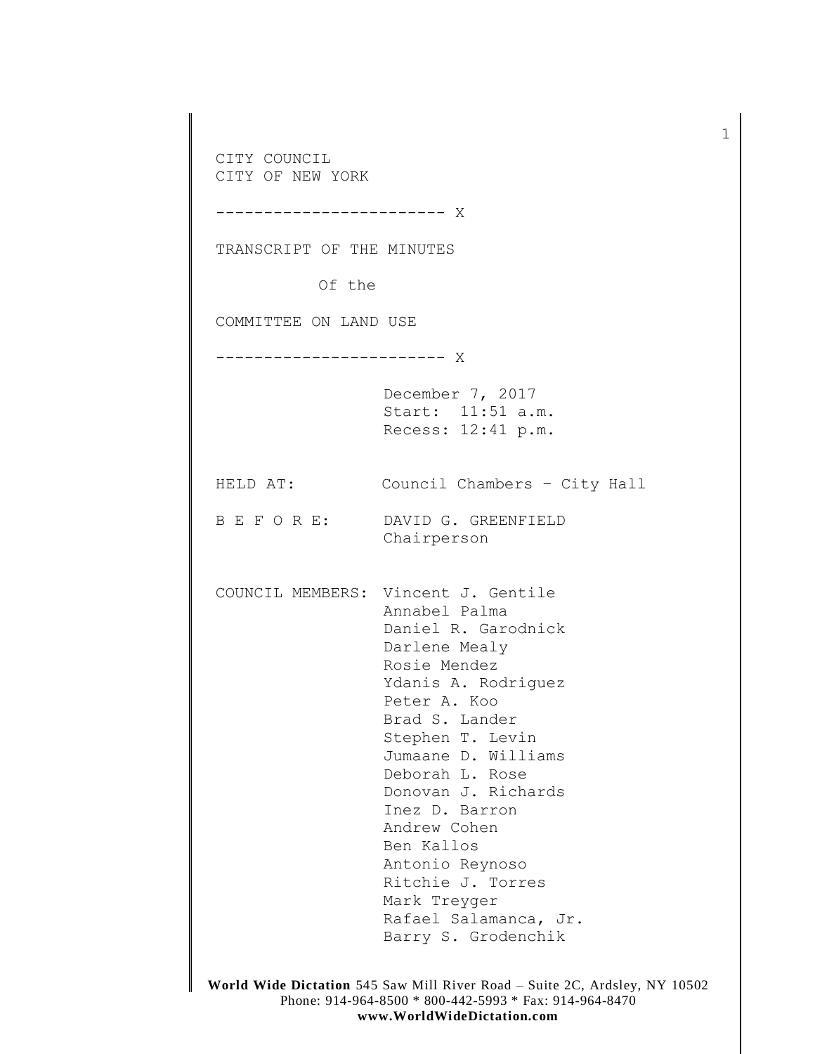CITY COUNCIL
CITY OF NEW YORK

------------------------ X

TRANSCRIPT OF THE MINUTES

Of the

COMMITTEE ON LAND USE

------------------------ X

December 7, 2017
Start: 11:51 a.m.
Recess: 12:41 p.m.

HELD AT: Council Chambers – City Hall

B E F O R E: DAVID G. GREENFIELD
Chairperson

COUNCIL MEMBERS: Vincent J. Gentile
Annabel Palma
Daniel R. Garodnick
Darlene Mealy
Rosie Mendez
Ydanis A. Rodriguez
Peter A. Koo
Brad S. Lander
Stephen T. Levin
Jumaane D. Williams
Deborah L. Rose
Donovan J. Richards
Inez D. Barron
Andrew Cohen
Ben Kallos
Antonio Reynoso
Ritchie J. Torres
Mark Treyger
Rafael Salamanca, Jr.
Barry S. Grodenchik

**World Wide Dictation** 545 Saw Mill River Road – Suite 2C, Ardsley, NY 10502
Phone: 914-964-8500 * 800-442-5993 * Fax: 914-964-8470
**www.WorldWideDictation.com**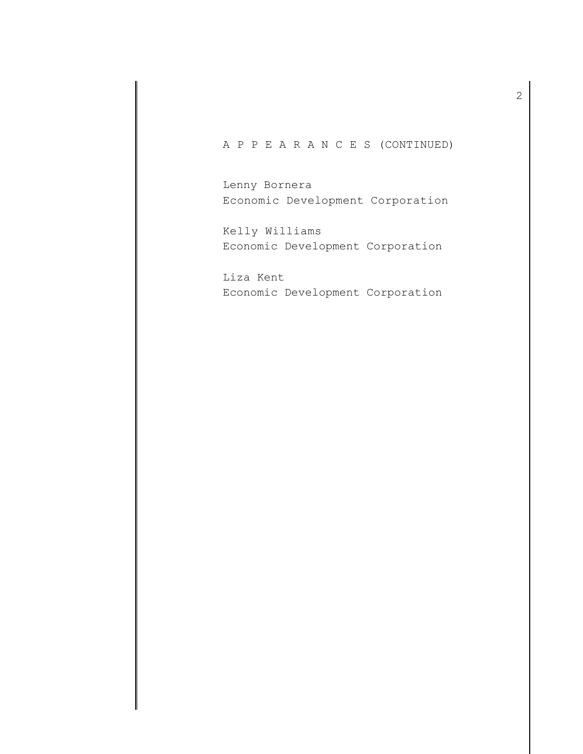A P P E A R A N C E S (CONTINUED)

Lenny Bornera
Economic Development Corporation

Kelly Williams
Economic Development Corporation

Liza Kent
Economic Development Corporation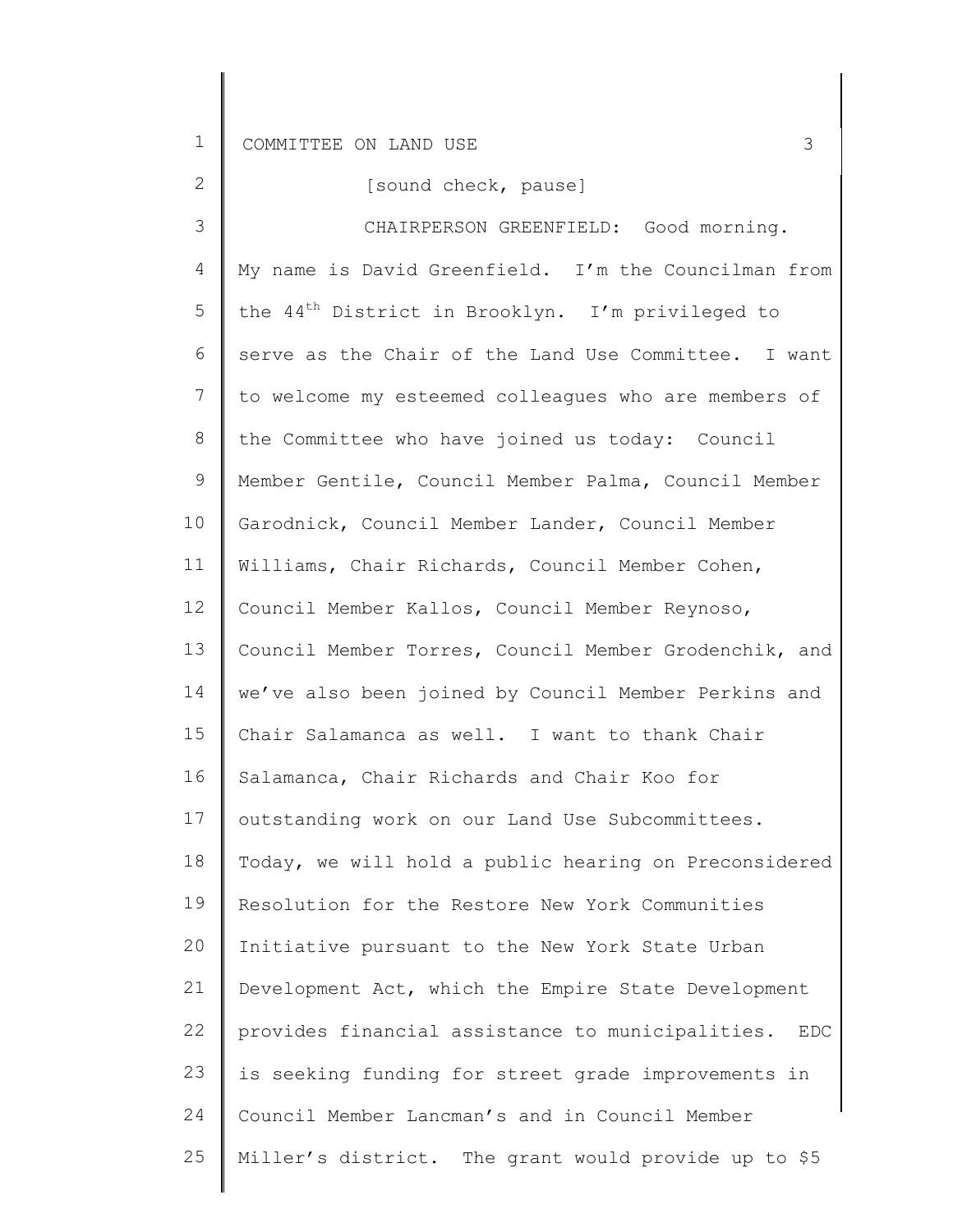[sound check, pause]

CHAIRPERSON GREENFIELD: Good morning. My name is David Greenfield. I'm the Councilman from the 44th District in Brooklyn. I'm privileged to serve as the Chair of the Land Use Committee. I want to welcome my esteemed colleagues who are members of the Committee who have joined us today: Council Member Gentile, Council Member Palma, Council Member Garodnick, Council Member Lander, Council Member Williams, Chair Richards, Council Member Cohen, Council Member Kallos, Council Member Reynoso, Council Member Torres, Council Member Grodenchik, and we've also been joined by Council Member Perkins and Chair Salamanca as well. I want to thank Chair Salamanca, Chair Richards and Chair Koo for outstanding work on our Land Use Subcommittees. Today, we will hold a public hearing on Preconsidered Resolution for the Restore New York Communities Initiative pursuant to the New York State Urban Development Act, which the Empire State Development provides financial assistance to municipalities. EDC is seeking funding for street grade improvements in Council Member Lancman's and in Council Member Miller's district. The grant would provide up to $5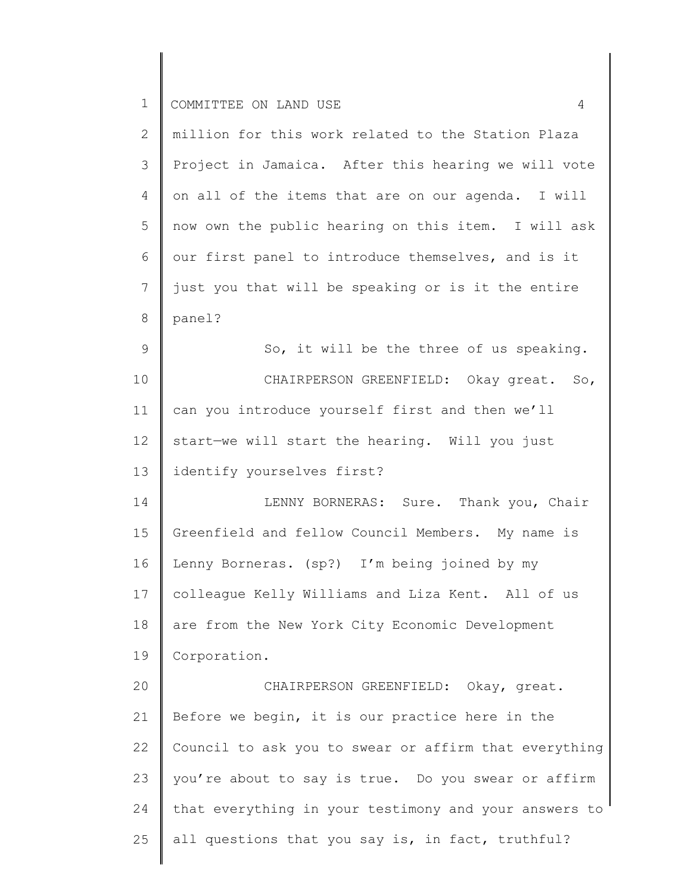million for this work related to the Station Plaza Project in Jamaica. After this hearing we will vote on all of the items that are on our agenda. I will now own the public hearing on this item. I will ask our first panel to introduce themselves, and is it just you that will be speaking or is it the entire panel?

So, it will be the three of us speaking.

CHAIRPERSON GREENFIELD: Okay great. So, can you introduce yourself first and then we'll start—we will start the hearing. Will you just identify yourselves first?

LENNY BORNERAS: Sure. Thank you, Chair Greenfield and fellow Council Members. My name is Lenny Borneras. (sp?) I'm being joined by my colleague Kelly Williams and Liza Kent. All of us are from the New York City Economic Development Corporation.

CHAIRPERSON GREENFIELD: Okay, great. Before we begin, it is our practice here in the Council to ask you to swear or affirm that everything you're about to say is true. Do you swear or affirm that everything in your testimony and your answers to all questions that you say is, in fact, truthful?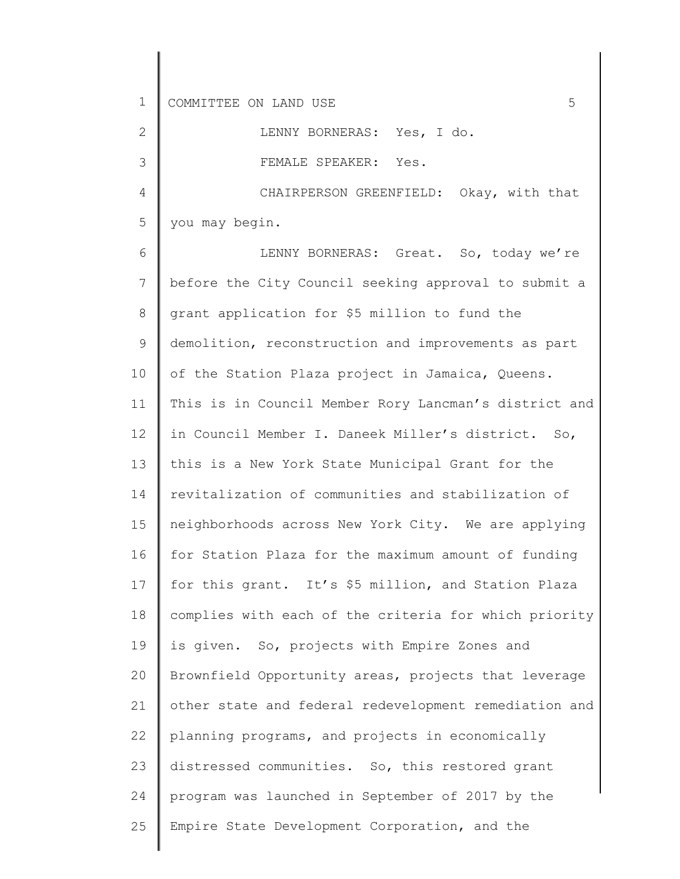LENNY BORNERAS: Yes, I do.

FEMALE SPEAKER: Yes.

CHAIRPERSON GREENFIELD: Okay, with that you may begin.

LENNY BORNERAS: Great. So, today we're before the City Council seeking approval to submit a grant application for $5 million to fund the demolition, reconstruction and improvements as part of the Station Plaza project in Jamaica, Queens. This is in Council Member Rory Lancman's district and in Council Member I. Daneek Miller's district. So, this is a New York State Municipal Grant for the revitalization of communities and stabilization of neighborhoods across New York City. We are applying for Station Plaza for the maximum amount of funding for this grant. It's $5 million, and Station Plaza complies with each of the criteria for which priority is given. So, projects with Empire Zones and Brownfield Opportunity areas, projects that leverage other state and federal redevelopment remediation and planning programs, and projects in economically distressed communities. So, this restored grant program was launched in September of 2017 by the Empire State Development Corporation, and the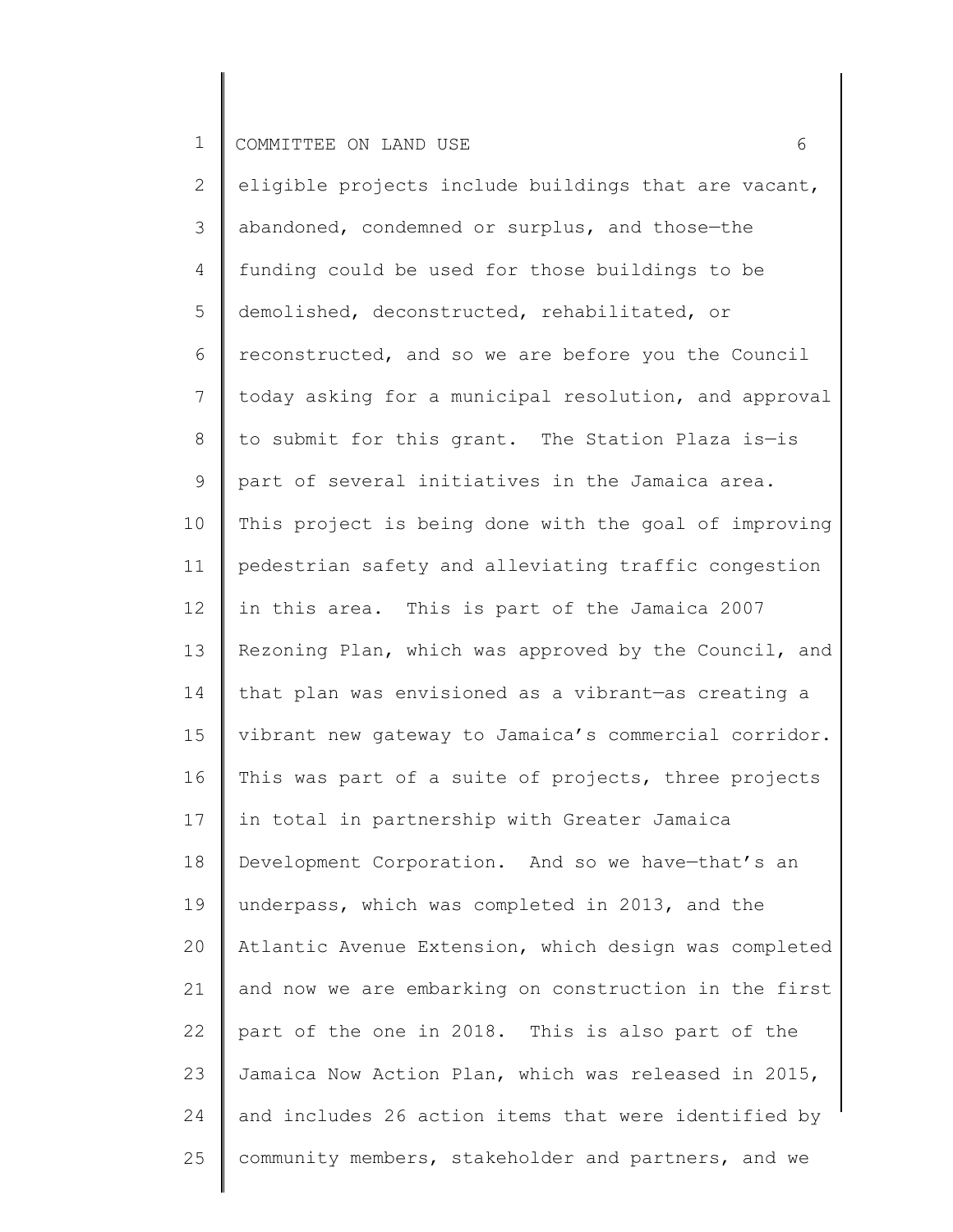eligible projects include buildings that are vacant, abandoned, condemned or surplus, and those—the funding could be used for those buildings to be demolished, deconstructed, rehabilitated, or reconstructed, and so we are before you the Council today asking for a municipal resolution, and approval to submit for this grant. The Station Plaza is—is part of several initiatives in the Jamaica area. This project is being done with the goal of improving pedestrian safety and alleviating traffic congestion in this area. This is part of the Jamaica 2007 Rezoning Plan, which was approved by the Council, and that plan was envisioned as a vibrant—as creating a vibrant new gateway to Jamaica's commercial corridor. This was part of a suite of projects, three projects in total in partnership with Greater Jamaica Development Corporation. And so we have—that's an underpass, which was completed in 2013, and the Atlantic Avenue Extension, which design was completed and now we are embarking on construction in the first part of the one in 2018. This is also part of the Jamaica Now Action Plan, which was released in 2015, and includes 26 action items that were identified by community members, stakeholder and partners, and we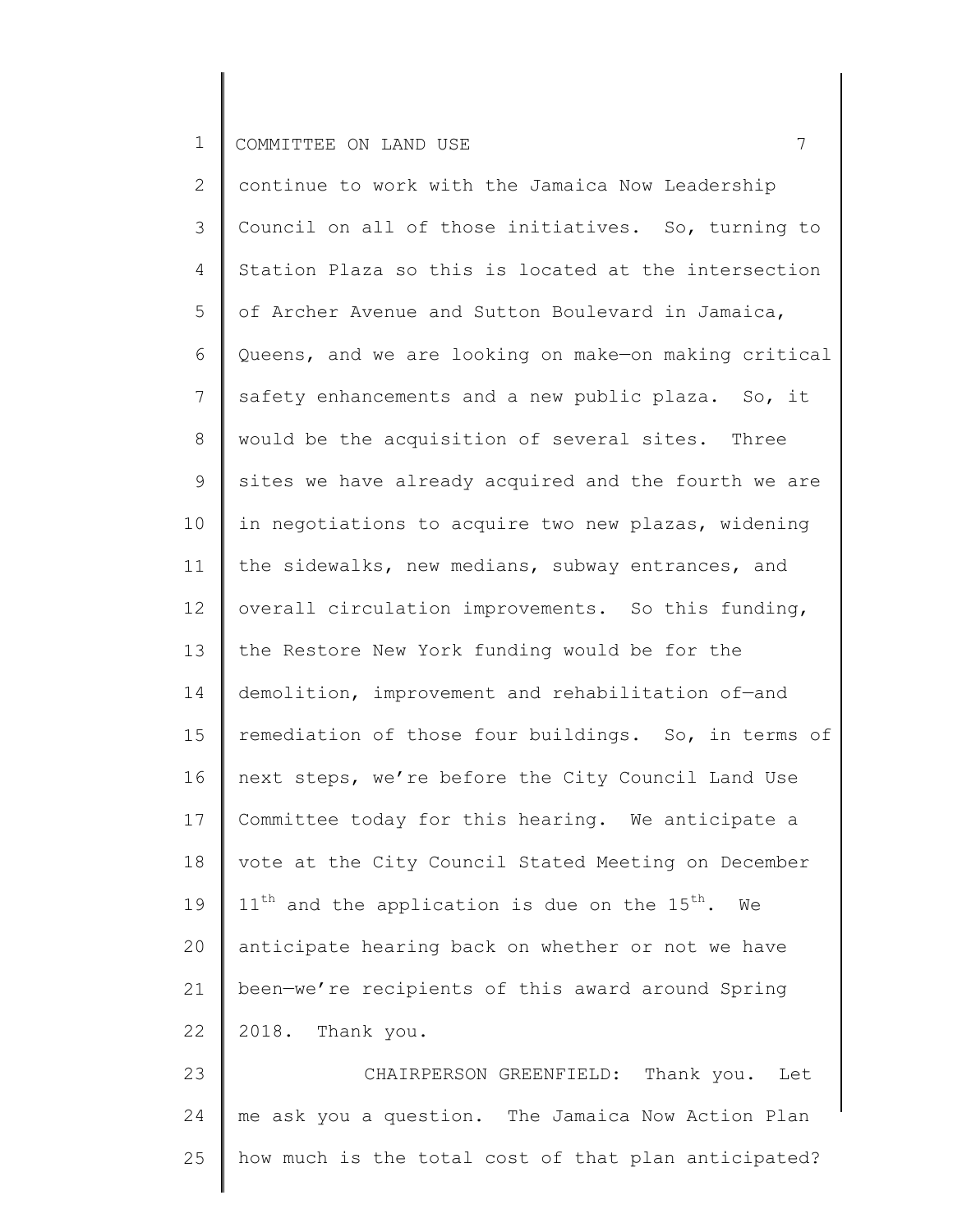continue to work with the Jamaica Now Leadership Council on all of those initiatives. So, turning to Station Plaza so this is located at the intersection of Archer Avenue and Sutton Boulevard in Jamaica, Queens, and we are looking on make—on making critical safety enhancements and a new public plaza. So, it would be the acquisition of several sites. Three sites we have already acquired and the fourth we are in negotiations to acquire two new plazas, widening the sidewalks, new medians, subway entrances, and overall circulation improvements. So this funding, the Restore New York funding would be for the demolition, improvement and rehabilitation of—and remediation of those four buildings. So, in terms of next steps, we're before the City Council Land Use Committee today for this hearing. We anticipate a vote at the City Council Stated Meeting on December 11th and the application is due on the 15th. We anticipate hearing back on whether or not we have been—we're recipients of this award around Spring 2018. Thank you.

CHAIRPERSON GREENFIELD: Thank you. Let me ask you a question. The Jamaica Now Action Plan how much is the total cost of that plan anticipated?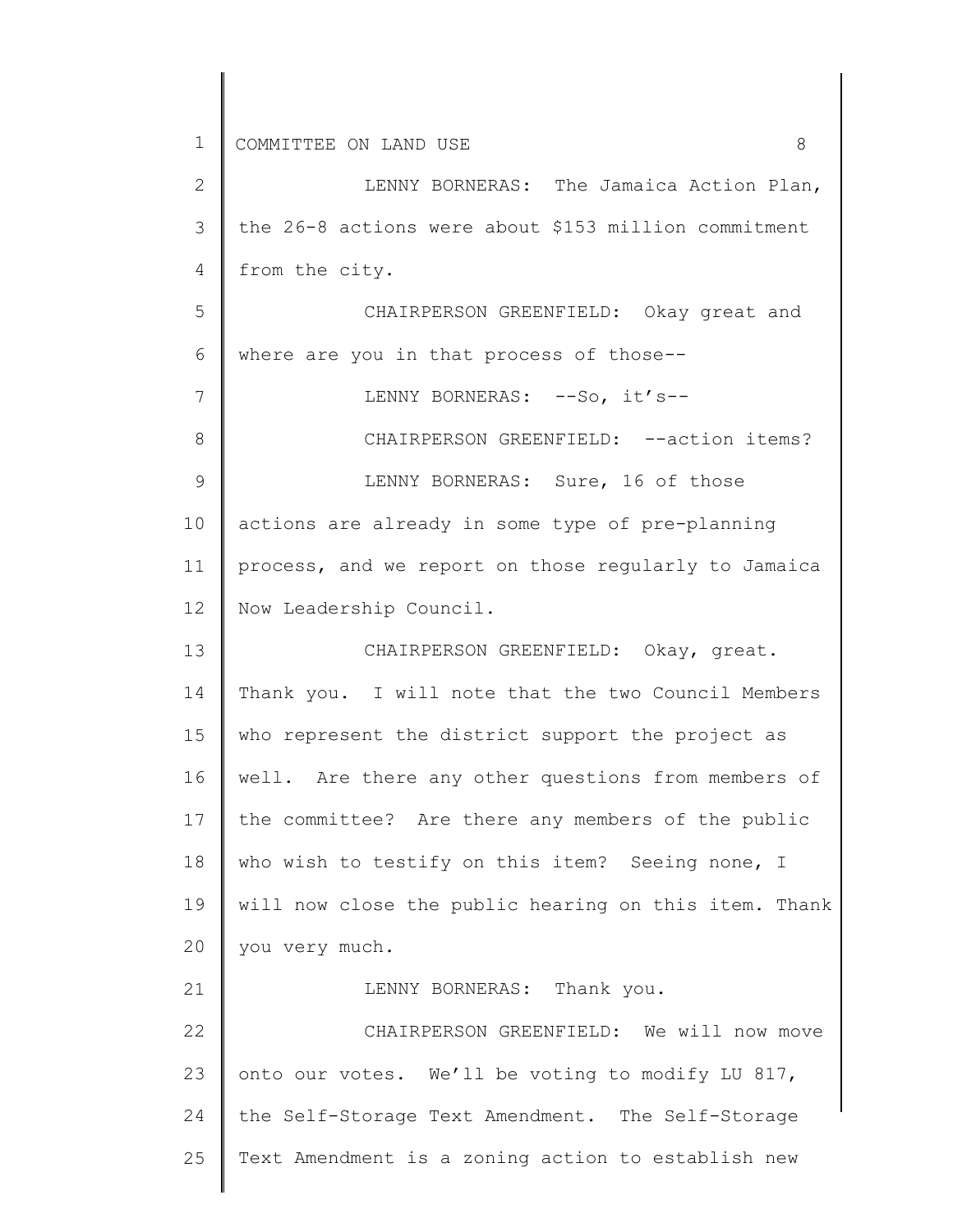LENNY BORNERAS: The Jamaica Action Plan, the 26-8 actions were about $153 million commitment from the city.

CHAIRPERSON GREENFIELD: Okay great and where are you in that process of those--

LENNY BORNERAS: --So, it's--

CHAIRPERSON GREENFIELD: --action items?

LENNY BORNERAS: Sure, 16 of those actions are already in some type of pre-planning process, and we report on those regularly to Jamaica Now Leadership Council.

CHAIRPERSON GREENFIELD: Okay, great. Thank you. I will note that the two Council Members who represent the district support the project as well. Are there any other questions from members of the committee? Are there any members of the public who wish to testify on this item? Seeing none, I will now close the public hearing on this item. Thank you very much.

LENNY BORNERAS: Thank you.

CHAIRPERSON GREENFIELD: We will now move onto our votes. We'll be voting to modify LU 817, the Self-Storage Text Amendment. The Self-Storage Text Amendment is a zoning action to establish new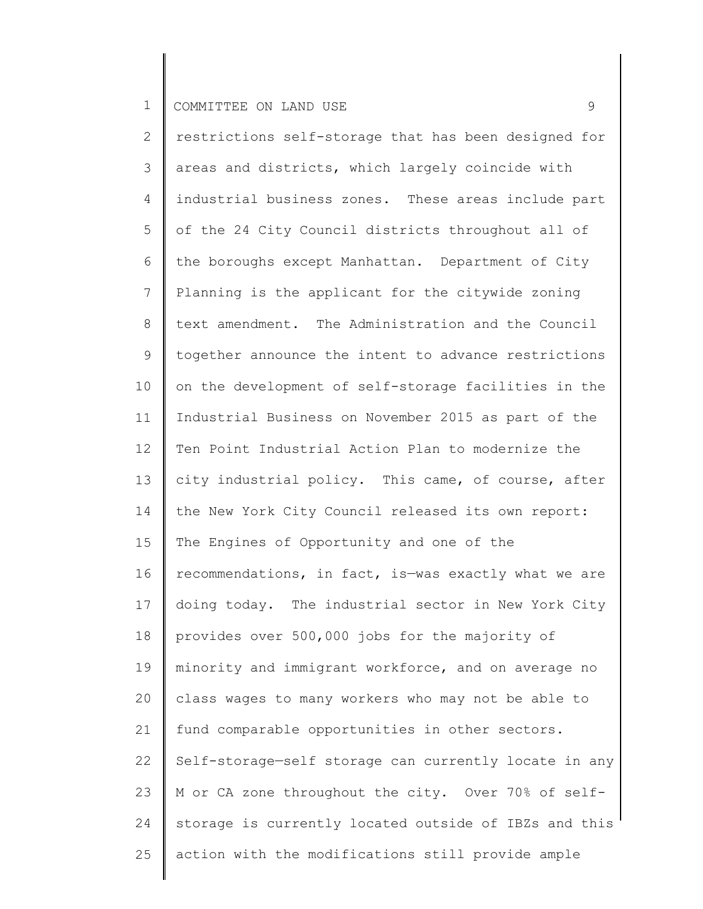restrictions self-storage that has been designed for areas and districts, which largely coincide with industrial business zones. These areas include part of the 24 City Council districts throughout all of the boroughs except Manhattan. Department of City Planning is the applicant for the citywide zoning text amendment. The Administration and the Council together announce the intent to advance restrictions on the development of self-storage facilities in the Industrial Business on November 2015 as part of the Ten Point Industrial Action Plan to modernize the city industrial policy. This came, of course, after the New York City Council released its own report: The Engines of Opportunity and one of the recommendations, in fact, is—was exactly what we are doing today. The industrial sector in New York City provides over 500,000 jobs for the majority of minority and immigrant workforce, and on average no class wages to many workers who may not be able to fund comparable opportunities in other sectors. Self-storage—self storage can currently locate in any M or CA zone throughout the city. Over 70% of self-storage is currently located outside of IBZs and this action with the modifications still provide ample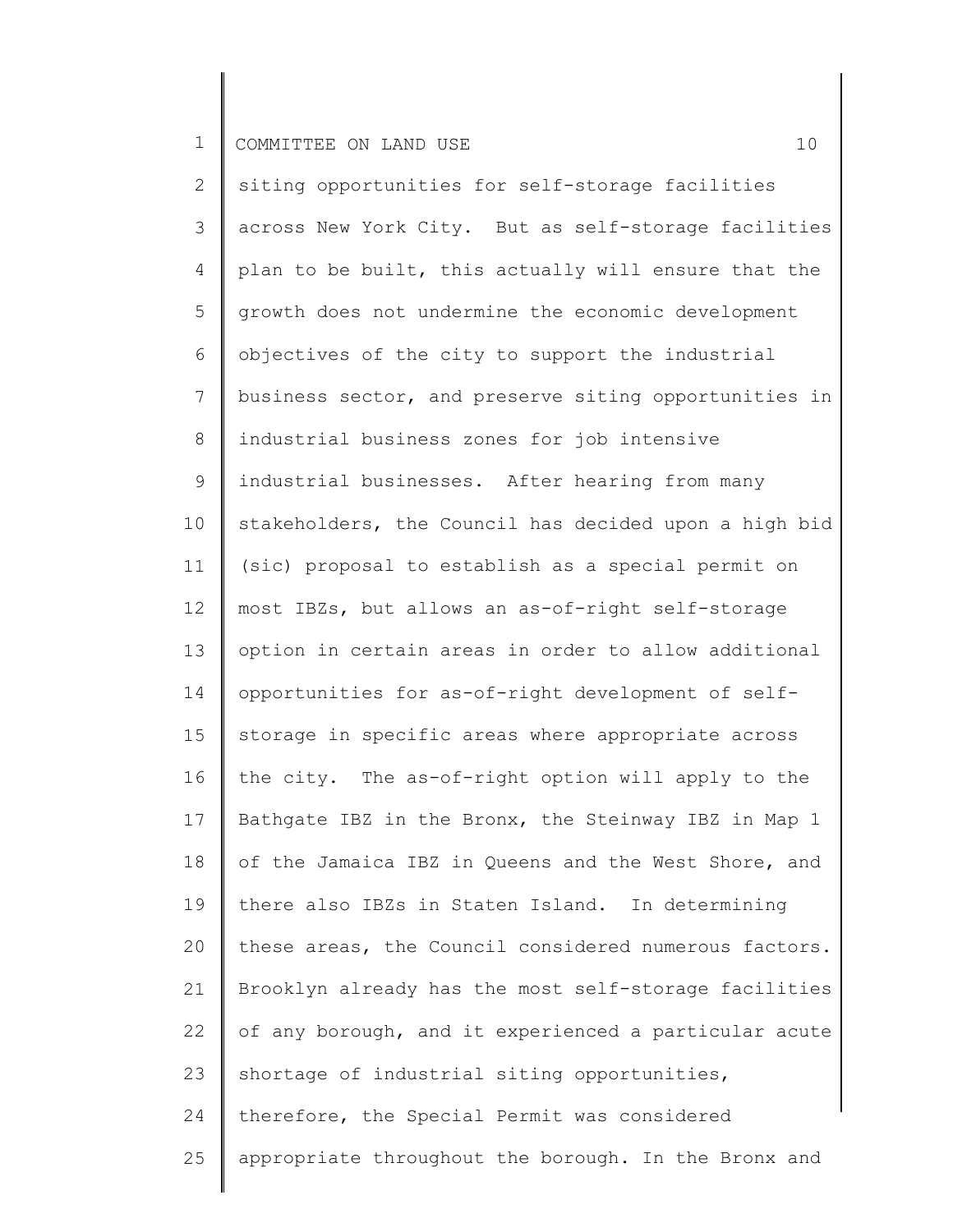siting opportunities for self-storage facilities across New York City. But as self-storage facilities plan to be built, this actually will ensure that the growth does not undermine the economic development objectives of the city to support the industrial business sector, and preserve siting opportunities in industrial business zones for job intensive industrial businesses. After hearing from many stakeholders, the Council has decided upon a high bid (sic) proposal to establish as a special permit on most IBZs, but allows an as-of-right self-storage option in certain areas in order to allow additional opportunities for as-of-right development of self-storage in specific areas where appropriate across the city. The as-of-right option will apply to the Bathgate IBZ in the Bronx, the Steinway IBZ in Map 1 of the Jamaica IBZ in Queens and the West Shore, and there also IBZs in Staten Island. In determining these areas, the Council considered numerous factors. Brooklyn already has the most self-storage facilities of any borough, and it experienced a particular acute shortage of industrial siting opportunities, therefore, the Special Permit was considered appropriate throughout the borough. In the Bronx and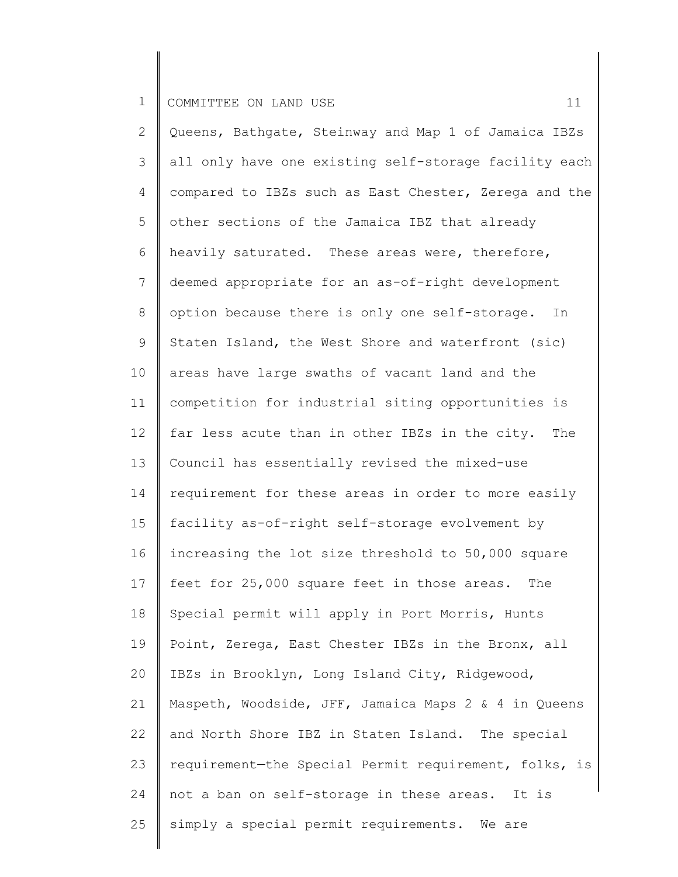Queens, Bathgate, Steinway and Map 1 of Jamaica IBZs all only have one existing self-storage facility each compared to IBZs such as East Chester, Zerega and the other sections of the Jamaica IBZ that already heavily saturated. These areas were, therefore, deemed appropriate for an as-of-right development option because there is only one self-storage. In Staten Island, the West Shore and waterfront (sic) areas have large swaths of vacant land and the competition for industrial siting opportunities is far less acute than in other IBZs in the city. The Council has essentially revised the mixed-use requirement for these areas in order to more easily facility as-of-right self-storage evolvement by increasing the lot size threshold to 50,000 square feet for 25,000 square feet in those areas. The Special permit will apply in Port Morris, Hunts Point, Zerega, East Chester IBZs in the Bronx, all IBZs in Brooklyn, Long Island City, Ridgewood, Maspeth, Woodside, JFF, Jamaica Maps 2 & 4 in Queens and North Shore IBZ in Staten Island. The special requirement—the Special Permit requirement, folks, is not a ban on self-storage in these areas. It is simply a special permit requirements. We are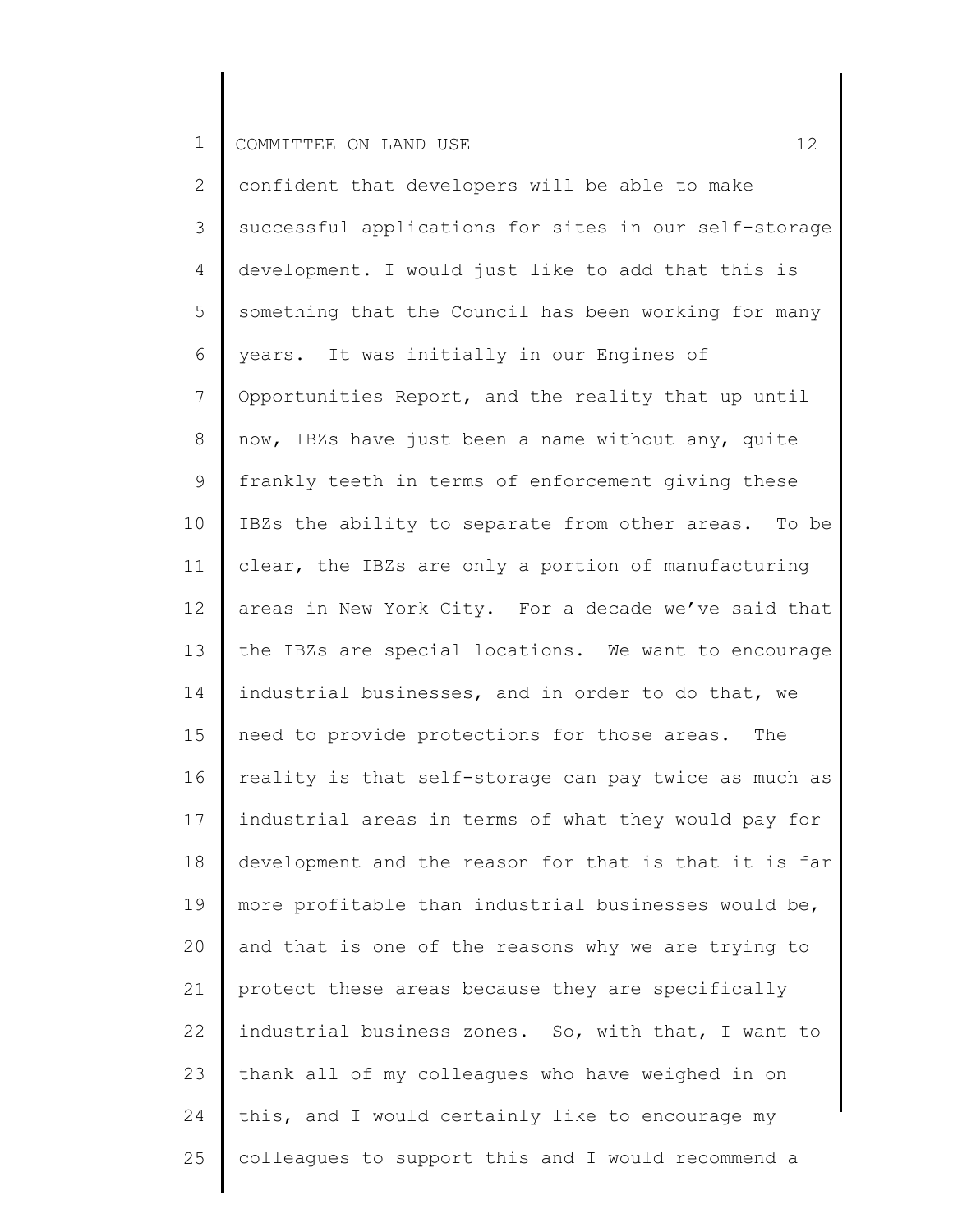confident that developers will be able to make successful applications for sites in our self-storage development. I would just like to add that this is something that the Council has been working for many years. It was initially in our Engines of Opportunities Report, and the reality that up until now, IBZs have just been a name without any, quite frankly teeth in terms of enforcement giving these IBZs the ability to separate from other areas. To be clear, the IBZs are only a portion of manufacturing areas in New York City. For a decade we've said that the IBZs are special locations. We want to encourage industrial businesses, and in order to do that, we need to provide protections for those areas. The reality is that self-storage can pay twice as much as industrial areas in terms of what they would pay for development and the reason for that is that it is far more profitable than industrial businesses would be, and that is one of the reasons why we are trying to protect these areas because they are specifically industrial business zones. So, with that, I want to thank all of my colleagues who have weighed in on this, and I would certainly like to encourage my colleagues to support this and I would recommend a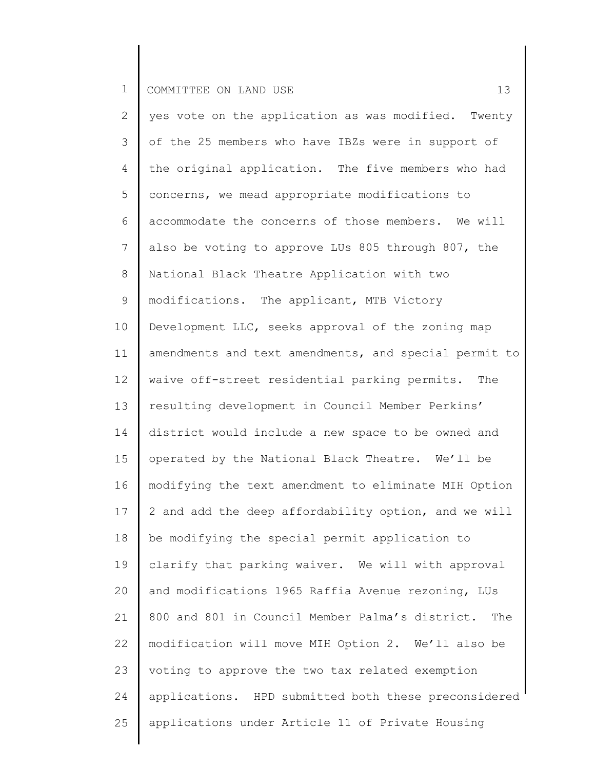yes vote on the application as was modified. Twenty of the 25 members who have IBZs were in support of the original application. The five members who had concerns, we mead appropriate modifications to accommodate the concerns of those members. We will also be voting to approve LUs 805 through 807, the National Black Theatre Application with two modifications. The applicant, MTB Victory Development LLC, seeks approval of the zoning map amendments and text amendments, and special permit to waive off-street residential parking permits. The resulting development in Council Member Perkins' district would include a new space to be owned and operated by the National Black Theatre. We'll be modifying the text amendment to eliminate MIH Option 2 and add the deep affordability option, and we will be modifying the special permit application to clarify that parking waiver. We will with approval and modifications 1965 Raffia Avenue rezoning, LUs 800 and 801 in Council Member Palma's district. The modification will move MIH Option 2. We'll also be voting to approve the two tax related exemption applications. HPD submitted both these preconsidered applications under Article 11 of Private Housing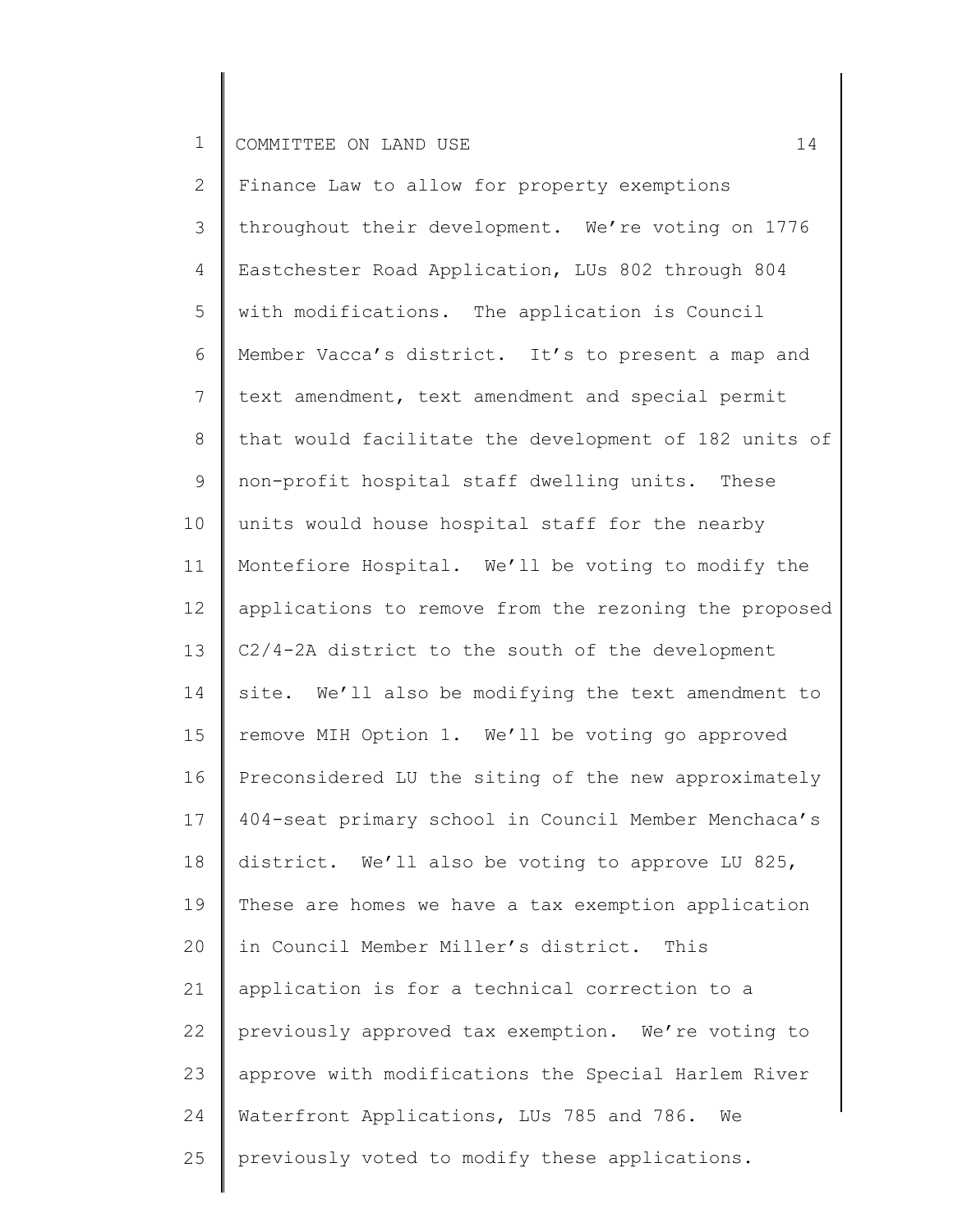Finance Law to allow for property exemptions throughout their development. We're voting on 1776 Eastchester Road Application, LUs 802 through 804 with modifications. The application is Council Member Vacca's district. It's to present a map and text amendment, text amendment and special permit that would facilitate the development of 182 units of non-profit hospital staff dwelling units. These units would house hospital staff for the nearby Montefiore Hospital. We'll be voting to modify the applications to remove from the rezoning the proposed C2/4-2A district to the south of the development site. We'll also be modifying the text amendment to remove MIH Option 1. We'll be voting go approved Preconsidered LU the siting of the new approximately 404-seat primary school in Council Member Menchaca's district. We'll also be voting to approve LU 825, These are homes we have a tax exemption application in Council Member Miller's district. This application is for a technical correction to a previously approved tax exemption. We're voting to approve with modifications the Special Harlem River Waterfront Applications, LUs 785 and 786. We previously voted to modify these applications.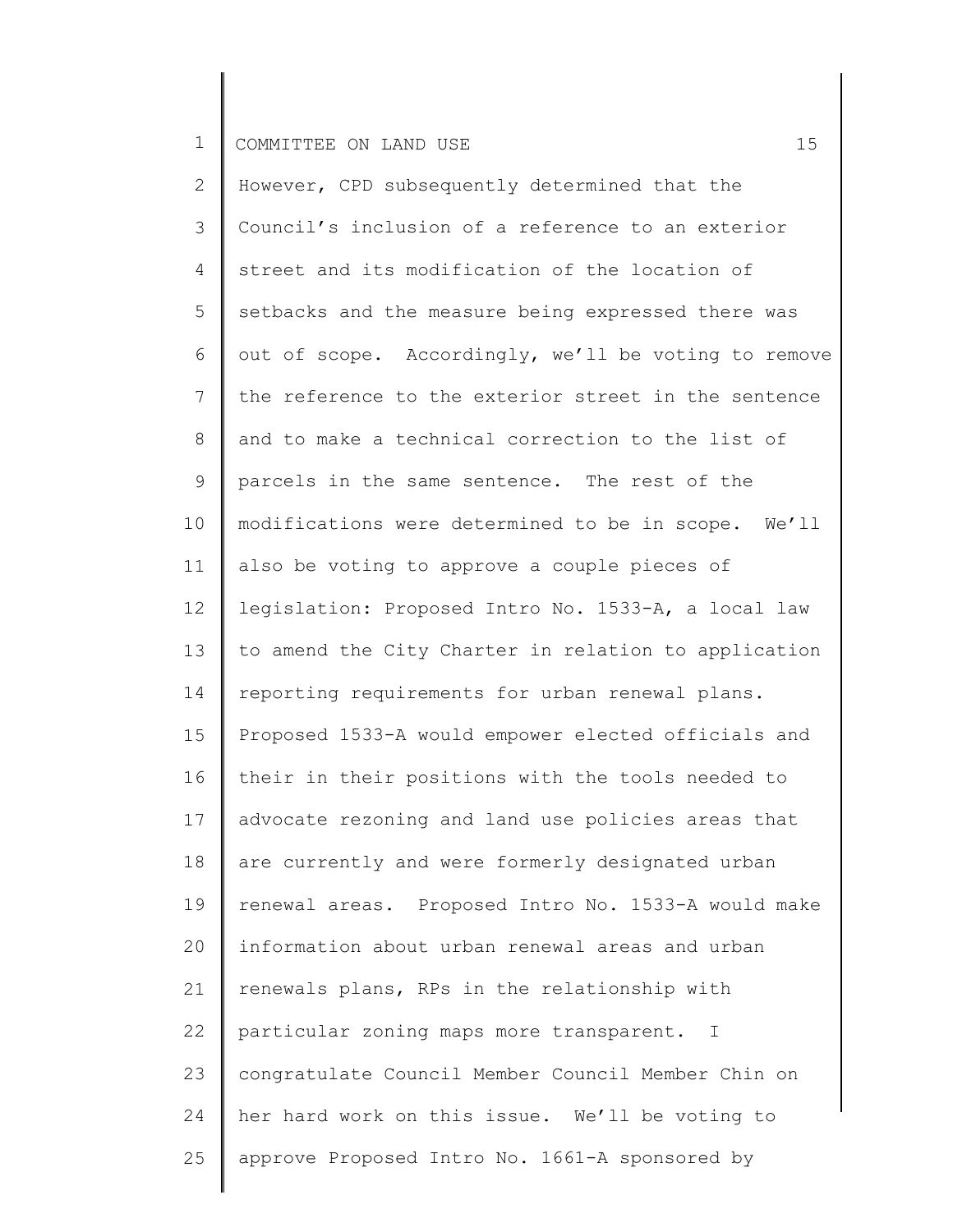However, CPD subsequently determined that the Council's inclusion of a reference to an exterior street and its modification of the location of setbacks and the measure being expressed there was out of scope. Accordingly, we'll be voting to remove the reference to the exterior street in the sentence and to make a technical correction to the list of parcels in the same sentence. The rest of the modifications were determined to be in scope. We'll also be voting to approve a couple pieces of legislation: Proposed Intro No. 1533-A, a local law to amend the City Charter in relation to application reporting requirements for urban renewal plans. Proposed 1533-A would empower elected officials and their in their positions with the tools needed to advocate rezoning and land use policies areas that are currently and were formerly designated urban renewal areas. Proposed Intro No. 1533-A would make information about urban renewal areas and urban renewals plans, RPs in the relationship with particular zoning maps more transparent. I congratulate Council Member Council Member Chin on her hard work on this issue. We'll be voting to approve Proposed Intro No. 1661-A sponsored by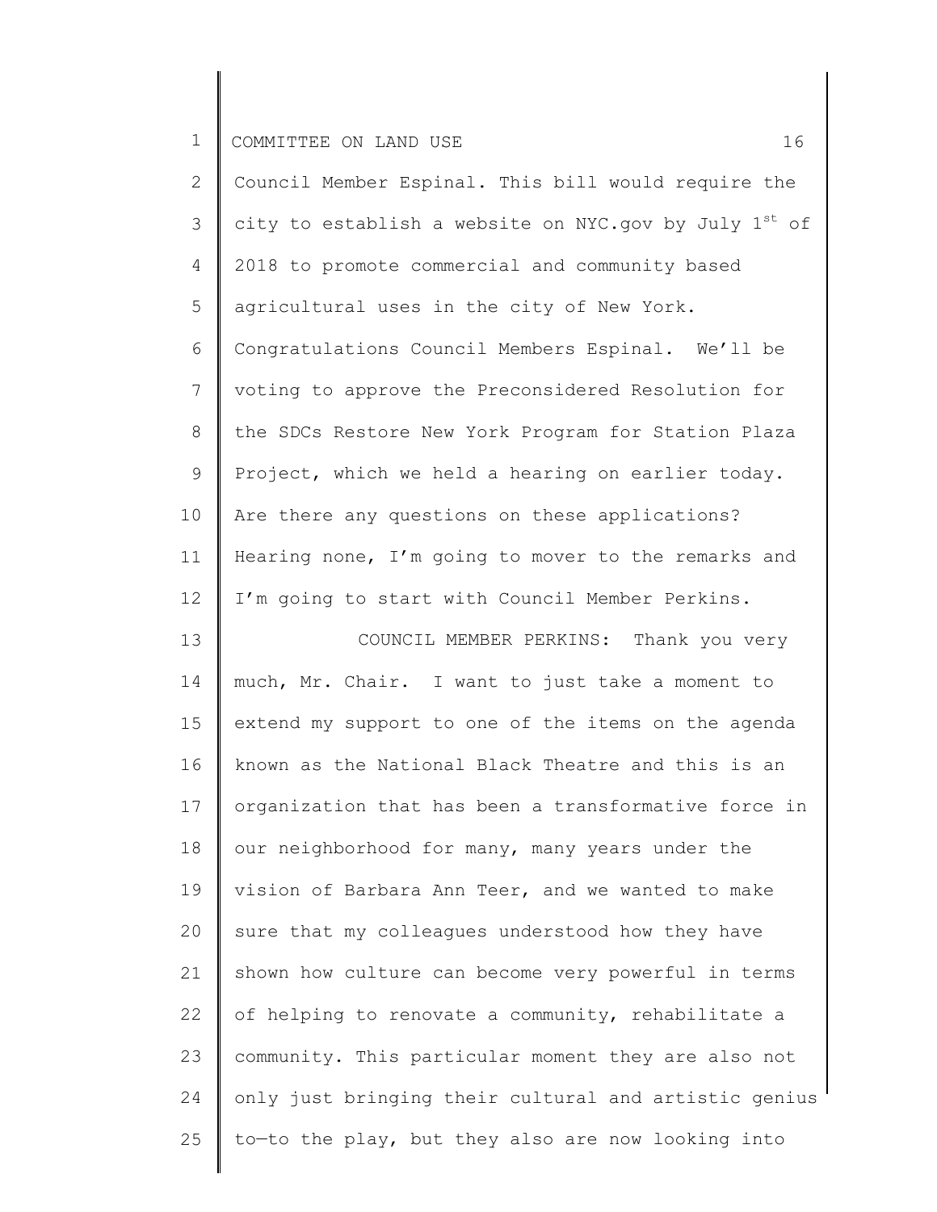Council Member Espinal. This bill would require the city to establish a website on NYC.gov by July 1st of 2018 to promote commercial and community based agricultural uses in the city of New York. Congratulations Council Members Espinal. We'll be voting to approve the Preconsidered Resolution for the SDCs Restore New York Program for Station Plaza Project, which we held a hearing on earlier today. Are there any questions on these applications? Hearing none, I'm going to mover to the remarks and I'm going to start with Council Member Perkins.

COUNCIL MEMBER PERKINS: Thank you very much, Mr. Chair. I want to just take a moment to extend my support to one of the items on the agenda known as the National Black Theatre and this is an organization that has been a transformative force in our neighborhood for many, many years under the vision of Barbara Ann Teer, and we wanted to make sure that my colleagues understood how they have shown how culture can become very powerful in terms of helping to renovate a community, rehabilitate a community. This particular moment they are also not only just bringing their cultural and artistic genius to—to the play, but they also are now looking into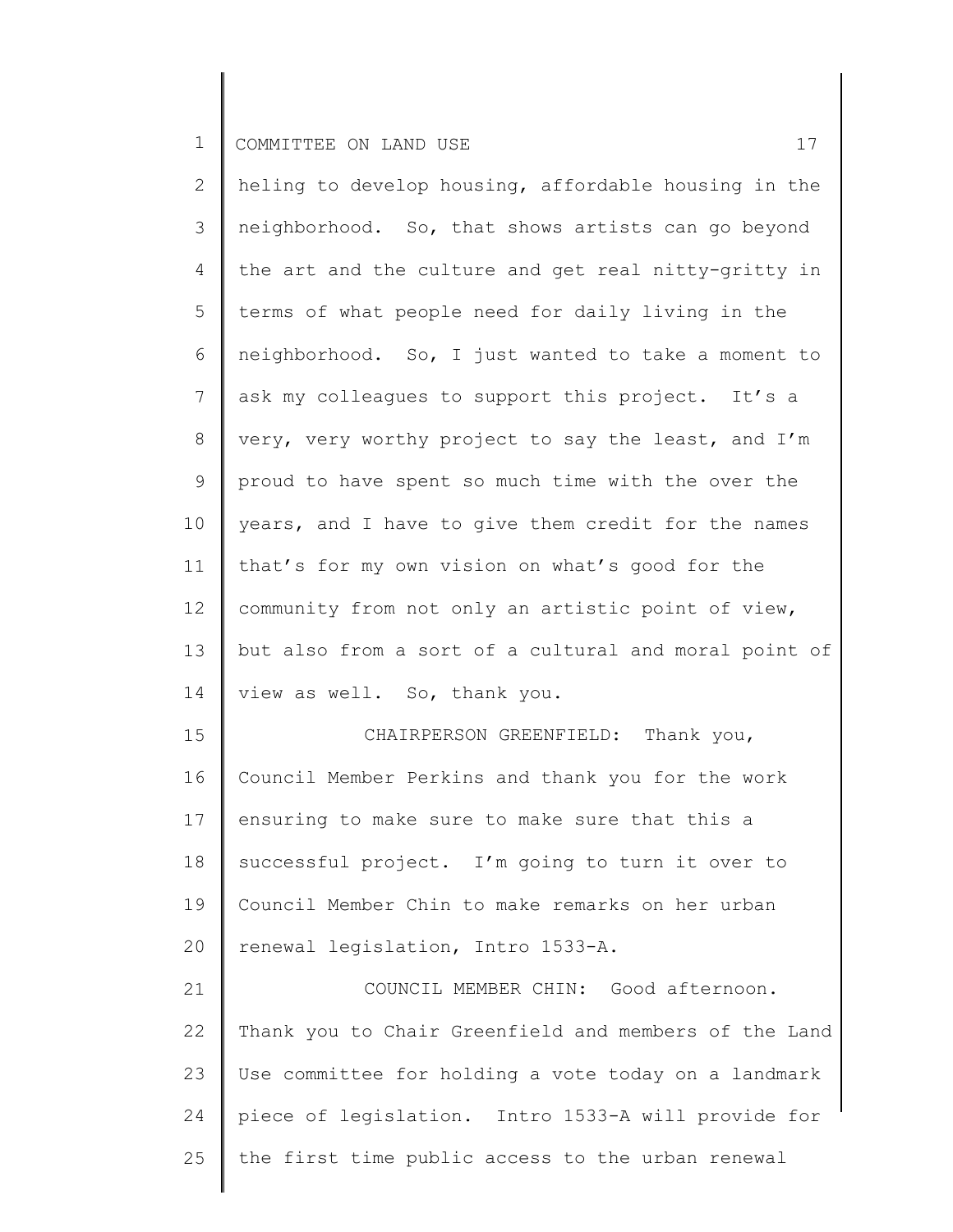heling to develop housing, affordable housing in the neighborhood. So, that shows artists can go beyond the art and the culture and get real nitty-gritty in terms of what people need for daily living in the neighborhood. So, I just wanted to take a moment to ask my colleagues to support this project. It's a very, very worthy project to say the least, and I'm proud to have spent so much time with the over the years, and I have to give them credit for the names that's for my own vision on what's good for the community from not only an artistic point of view, but also from a sort of a cultural and moral point of view as well. So, thank you.

CHAIRPERSON GREENFIELD: Thank you, Council Member Perkins and thank you for the work ensuring to make sure to make sure that this a successful project. I'm going to turn it over to Council Member Chin to make remarks on her urban renewal legislation, Intro 1533-A.

COUNCIL MEMBER CHIN: Good afternoon. Thank you to Chair Greenfield and members of the Land Use committee for holding a vote today on a landmark piece of legislation. Intro 1533-A will provide for the first time public access to the urban renewal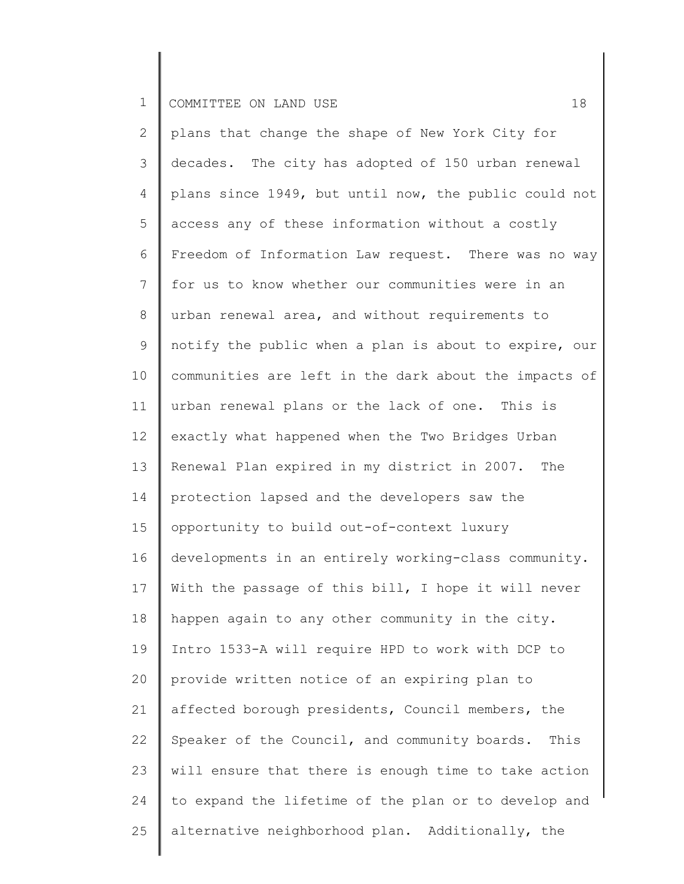plans that change the shape of New York City for decades. The city has adopted of 150 urban renewal plans since 1949, but until now, the public could not access any of these information without a costly Freedom of Information Law request. There was no way for us to know whether our communities were in an urban renewal area, and without requirements to notify the public when a plan is about to expire, our communities are left in the dark about the impacts of urban renewal plans or the lack of one. This is exactly what happened when the Two Bridges Urban Renewal Plan expired in my district in 2007. The protection lapsed and the developers saw the opportunity to build out-of-context luxury developments in an entirely working-class community. With the passage of this bill, I hope it will never happen again to any other community in the city. Intro 1533-A will require HPD to work with DCP to provide written notice of an expiring plan to affected borough presidents, Council members, the Speaker of the Council, and community boards. This will ensure that there is enough time to take action to expand the lifetime of the plan or to develop and alternative neighborhood plan. Additionally, the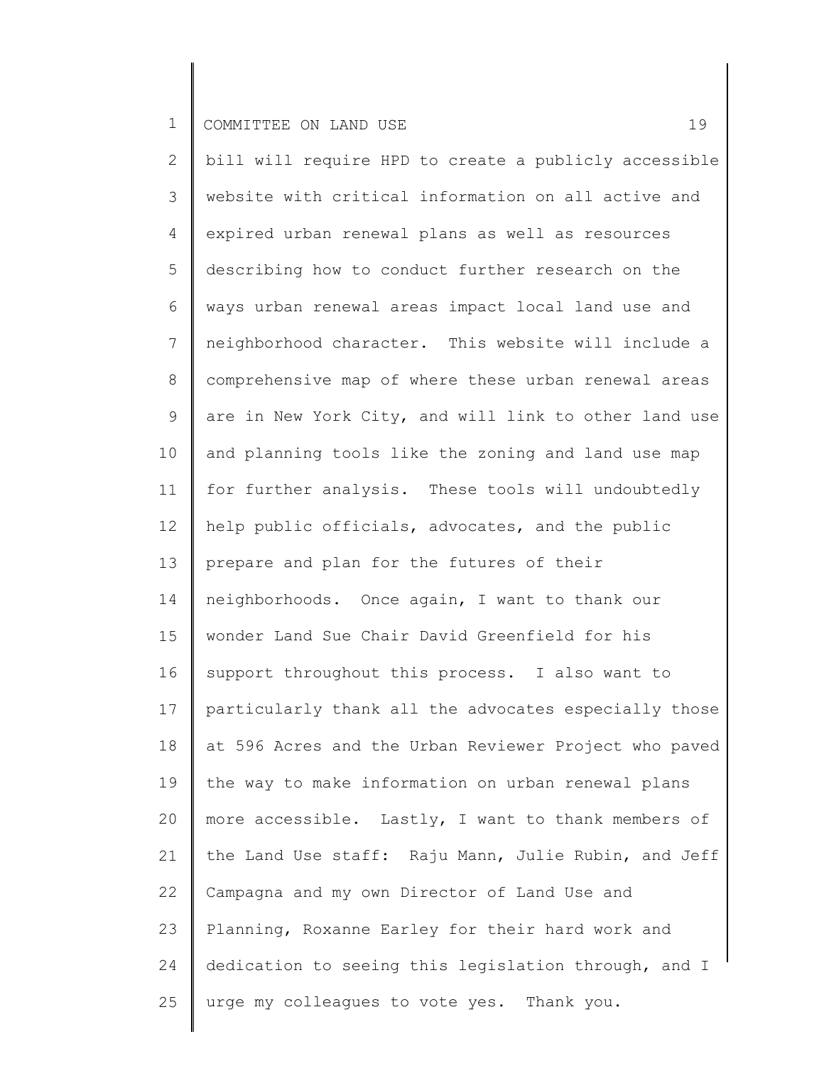bill will require HPD to create a publicly accessible website with critical information on all active and expired urban renewal plans as well as resources describing how to conduct further research on the ways urban renewal areas impact local land use and neighborhood character. This website will include a comprehensive map of where these urban renewal areas are in New York City, and will link to other land use and planning tools like the zoning and land use map for further analysis. These tools will undoubtedly help public officials, advocates, and the public prepare and plan for the futures of their neighborhoods. Once again, I want to thank our wonder Land Sue Chair David Greenfield for his support throughout this process. I also want to particularly thank all the advocates especially those at 596 Acres and the Urban Reviewer Project who paved the way to make information on urban renewal plans more accessible. Lastly, I want to thank members of the Land Use staff: Raju Mann, Julie Rubin, and Jeff Campagna and my own Director of Land Use and Planning, Roxanne Earley for their hard work and dedication to seeing this legislation through, and I urge my colleagues to vote yes. Thank you.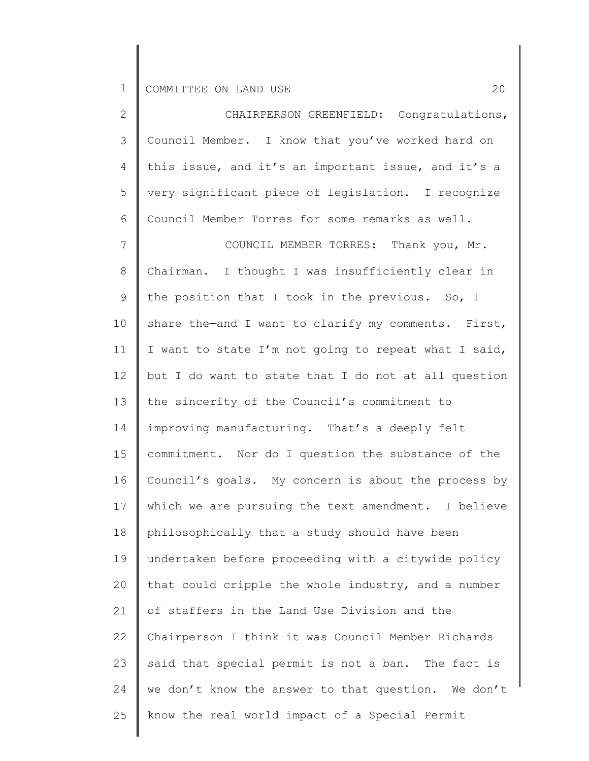CHAIRPERSON GREENFIELD: Congratulations, Council Member. I know that you've worked hard on this issue, and it's an important issue, and it's a very significant piece of legislation. I recognize Council Member Torres for some remarks as well.

COUNCIL MEMBER TORRES: Thank you, Mr. Chairman. I thought I was insufficiently clear in the position that I took in the previous. So, I share the—and I want to clarify my comments. First, I want to state I'm not going to repeat what I said, but I do want to state that I do not at all question the sincerity of the Council's commitment to improving manufacturing. That's a deeply felt commitment. Nor do I question the substance of the Council's goals. My concern is about the process by which we are pursuing the text amendment. I believe philosophically that a study should have been undertaken before proceeding with a citywide policy that could cripple the whole industry, and a number of staffers in the Land Use Division and the Chairperson I think it was Council Member Richards said that special permit is not a ban. The fact is we don't know the answer to that question. We don't know the real world impact of a Special Permit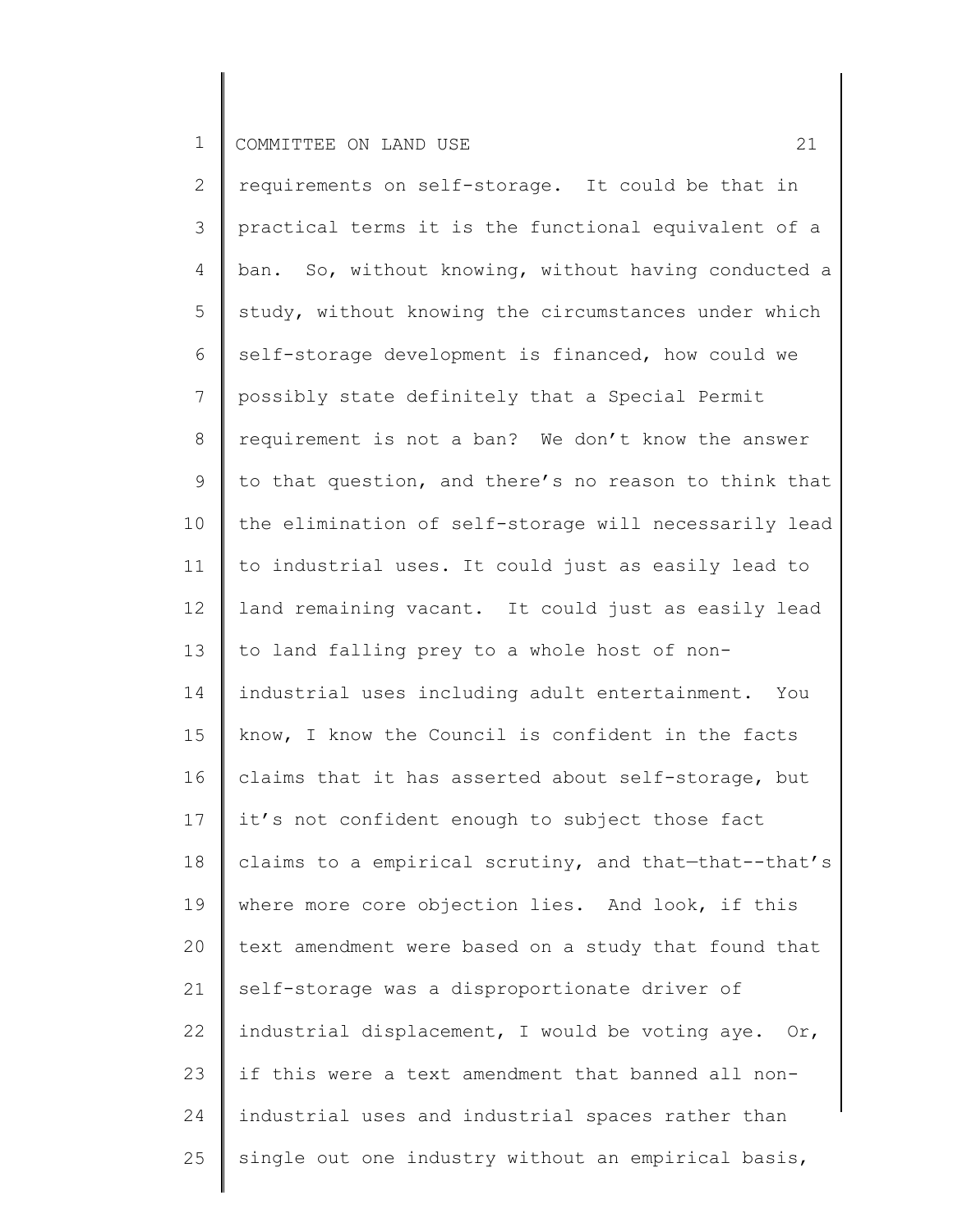requirements on self-storage. It could be that in practical terms it is the functional equivalent of a ban. So, without knowing, without having conducted a study, without knowing the circumstances under which self-storage development is financed, how could we possibly state definitely that a Special Permit requirement is not a ban? We don't know the answer to that question, and there's no reason to think that the elimination of self-storage will necessarily lead to industrial uses. It could just as easily lead to land remaining vacant. It could just as easily lead to land falling prey to a whole host of non-industrial uses including adult entertainment. You know, I know the Council is confident in the facts claims that it has asserted about self-storage, but it's not confident enough to subject those fact claims to a empirical scrutiny, and that—that--that's where more core objection lies. And look, if this text amendment were based on a study that found that self-storage was a disproportionate driver of industrial displacement, I would be voting aye. Or, if this were a text amendment that banned all non-industrial uses and industrial spaces rather than single out one industry without an empirical basis,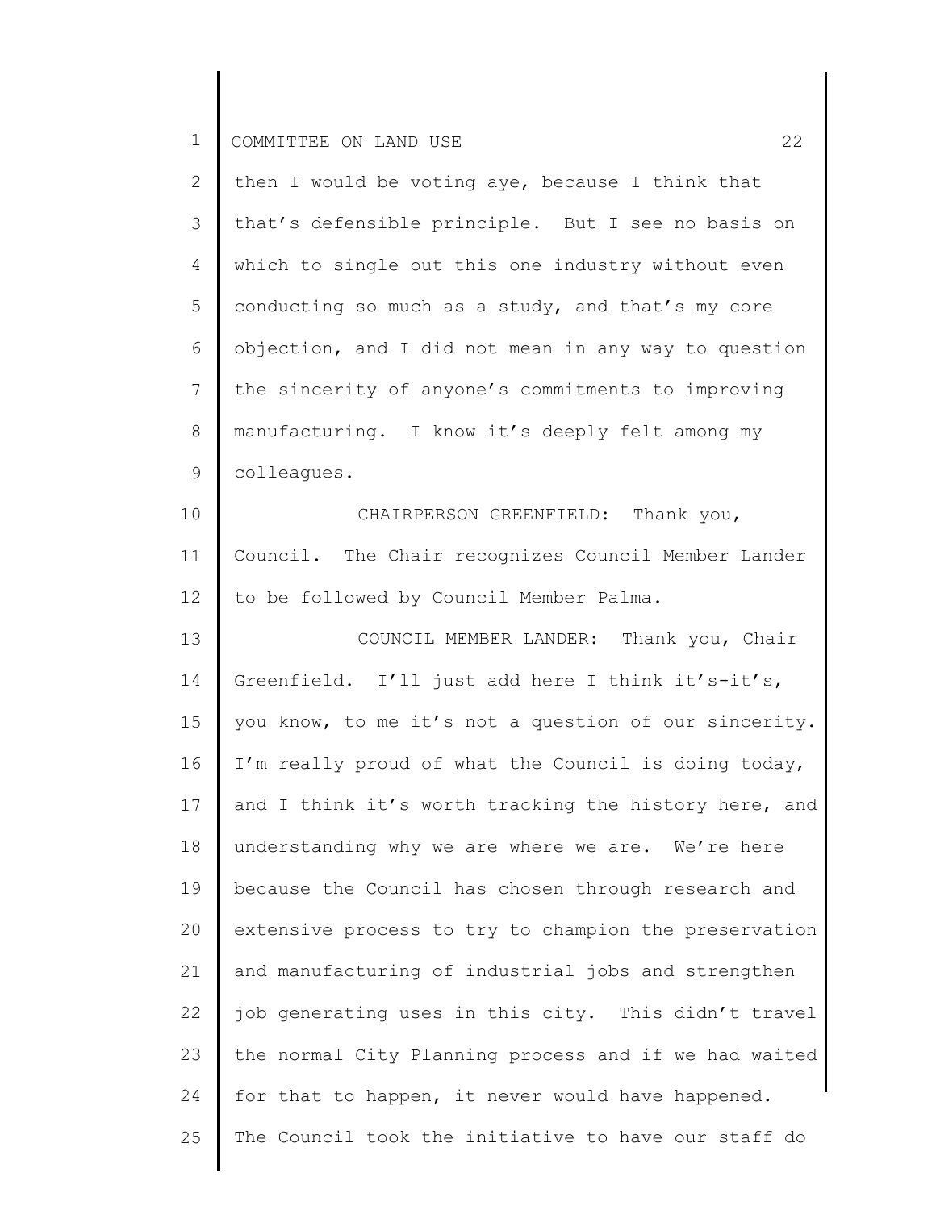then I would be voting aye, because I think that that's defensible principle. But I see no basis on which to single out this one industry without even conducting so much as a study, and that's my core objection, and I did not mean in any way to question the sincerity of anyone's commitments to improving manufacturing. I know it's deeply felt among my colleagues.

CHAIRPERSON GREENFIELD: Thank you, Council. The Chair recognizes Council Member Lander to be followed by Council Member Palma.

COUNCIL MEMBER LANDER: Thank you, Chair Greenfield. I'll just add here I think it's-it's, you know, to me it's not a question of our sincerity. I'm really proud of what the Council is doing today, and I think it's worth tracking the history here, and understanding why we are where we are. We're here because the Council has chosen through research and extensive process to try to champion the preservation and manufacturing of industrial jobs and strengthen job generating uses in this city. This didn't travel the normal City Planning process and if we had waited for that to happen, it never would have happened. The Council took the initiative to have our staff do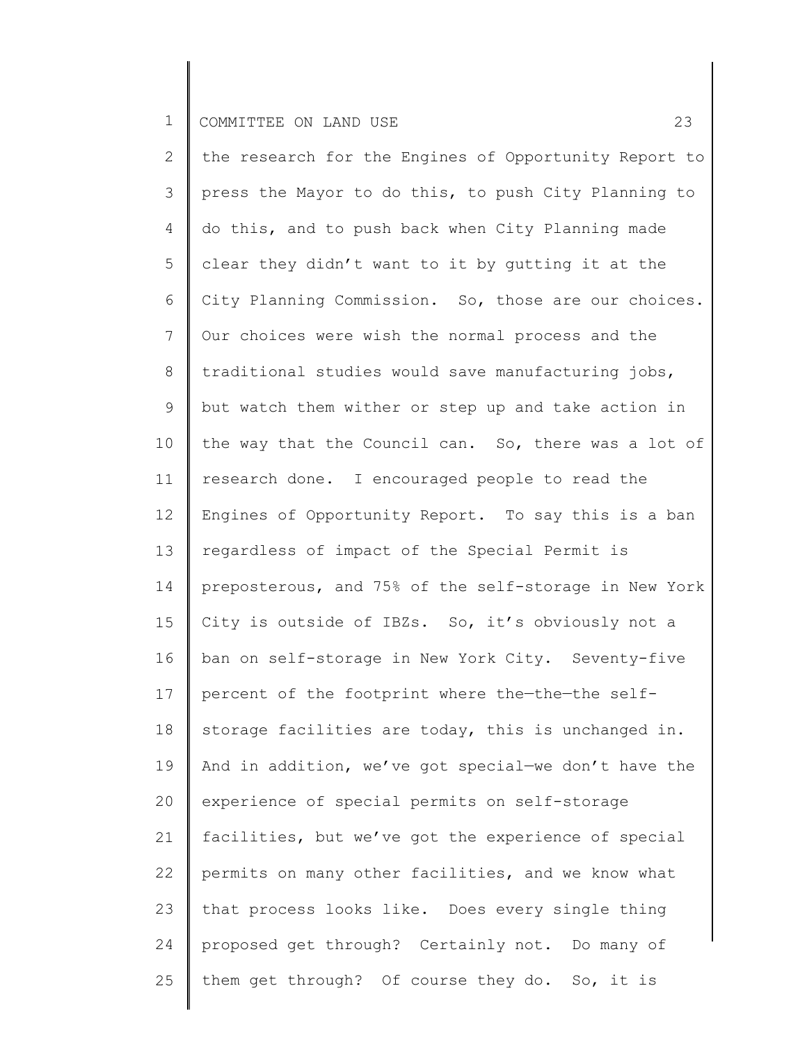the research for the Engines of Opportunity Report to press the Mayor to do this, to push City Planning to do this, and to push back when City Planning made clear they didn't want to it by gutting it at the City Planning Commission. So, those are our choices. Our choices were wish the normal process and the traditional studies would save manufacturing jobs, but watch them wither or step up and take action in the way that the Council can. So, there was a lot of research done. I encouraged people to read the Engines of Opportunity Report. To say this is a ban regardless of impact of the Special Permit is preposterous, and 75% of the self-storage in New York City is outside of IBZs. So, it's obviously not a ban on self-storage in New York City. Seventy-five percent of the footprint where the—the—the self-storage facilities are today, this is unchanged in. And in addition, we've got special—we don't have the experience of special permits on self-storage facilities, but we've got the experience of special permits on many other facilities, and we know what that process looks like. Does every single thing proposed get through? Certainly not. Do many of them get through? Of course they do. So, it is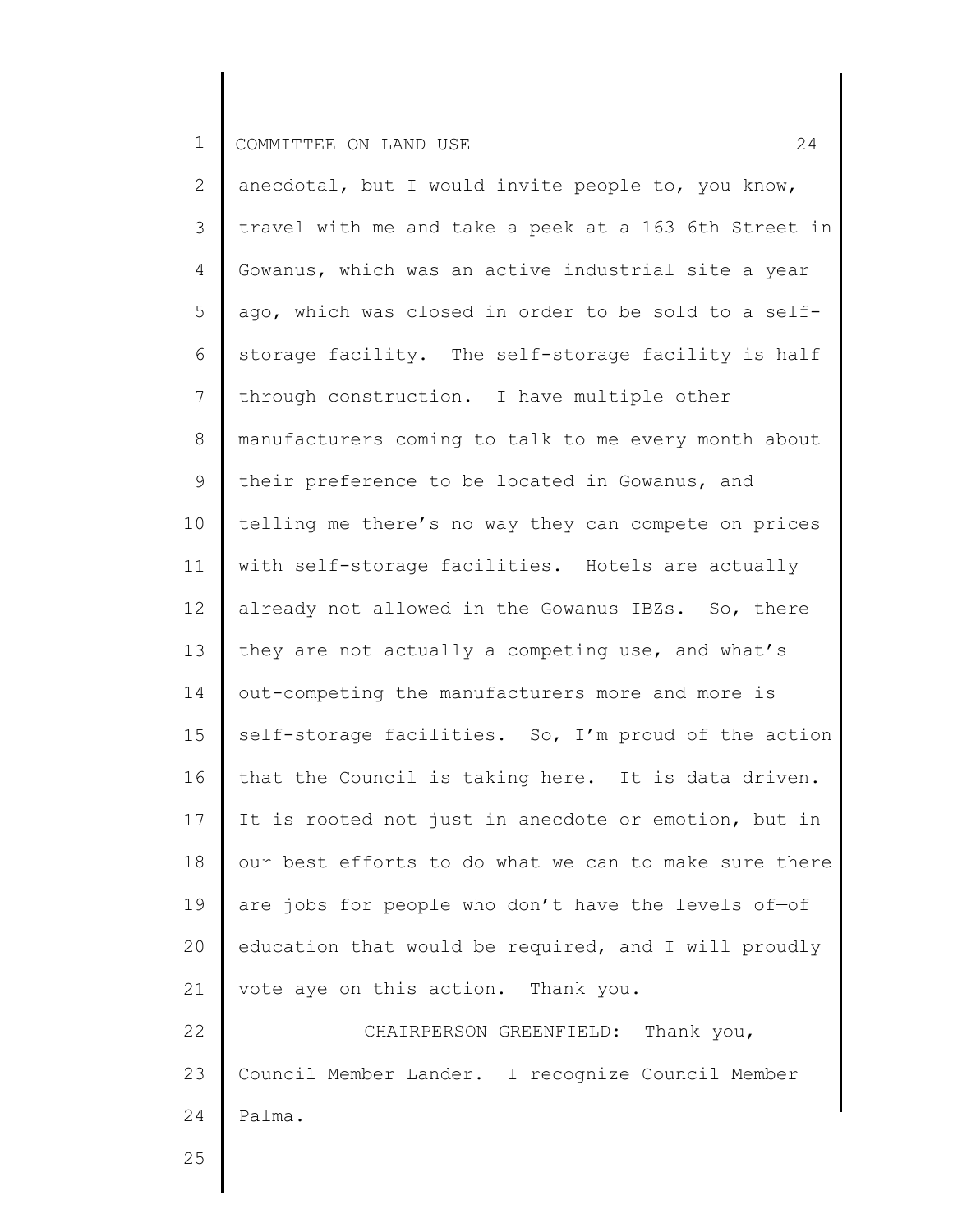anecdotal, but I would invite people to, you know, travel with me and take a peek at a 163 6th Street in Gowanus, which was an active industrial site a year ago, which was closed in order to be sold to a self-storage facility. The self-storage facility is half through construction. I have multiple other manufacturers coming to talk to me every month about their preference to be located in Gowanus, and telling me there's no way they can compete on prices with self-storage facilities. Hotels are actually already not allowed in the Gowanus IBZs. So, there they are not actually a competing use, and what's out-competing the manufacturers more and more is self-storage facilities. So, I'm proud of the action that the Council is taking here. It is data driven. It is rooted not just in anecdote or emotion, but in our best efforts to do what we can to make sure there are jobs for people who don't have the levels of—of education that would be required, and I will proudly vote aye on this action. Thank you.

CHAIRPERSON GREENFIELD: Thank you, Council Member Lander. I recognize Council Member Palma.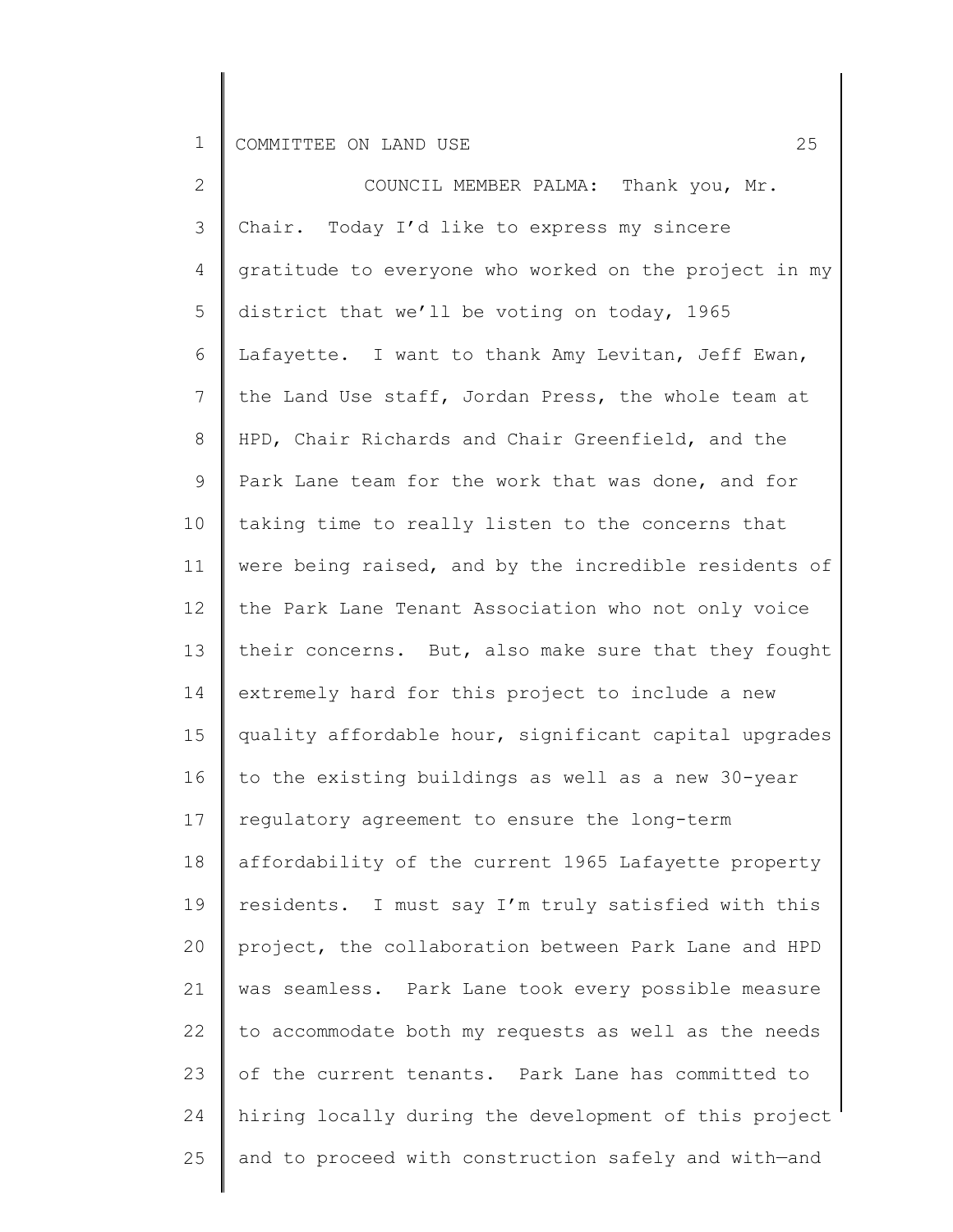COUNCIL MEMBER PALMA: Thank you, Mr. Chair. Today I'd like to express my sincere gratitude to everyone who worked on the project in my district that we'll be voting on today, 1965 Lafayette. I want to thank Amy Levitan, Jeff Ewan, the Land Use staff, Jordan Press, the whole team at HPD, Chair Richards and Chair Greenfield, and the Park Lane team for the work that was done, and for taking time to really listen to the concerns that were being raised, and by the incredible residents of the Park Lane Tenant Association who not only voice their concerns. But, also make sure that they fought extremely hard for this project to include a new quality affordable hour, significant capital upgrades to the existing buildings as well as a new 30-year regulatory agreement to ensure the long-term affordability of the current 1965 Lafayette property residents. I must say I'm truly satisfied with this project, the collaboration between Park Lane and HPD was seamless. Park Lane took every possible measure to accommodate both my requests as well as the needs of the current tenants. Park Lane has committed to hiring locally during the development of this project and to proceed with construction safely and with—and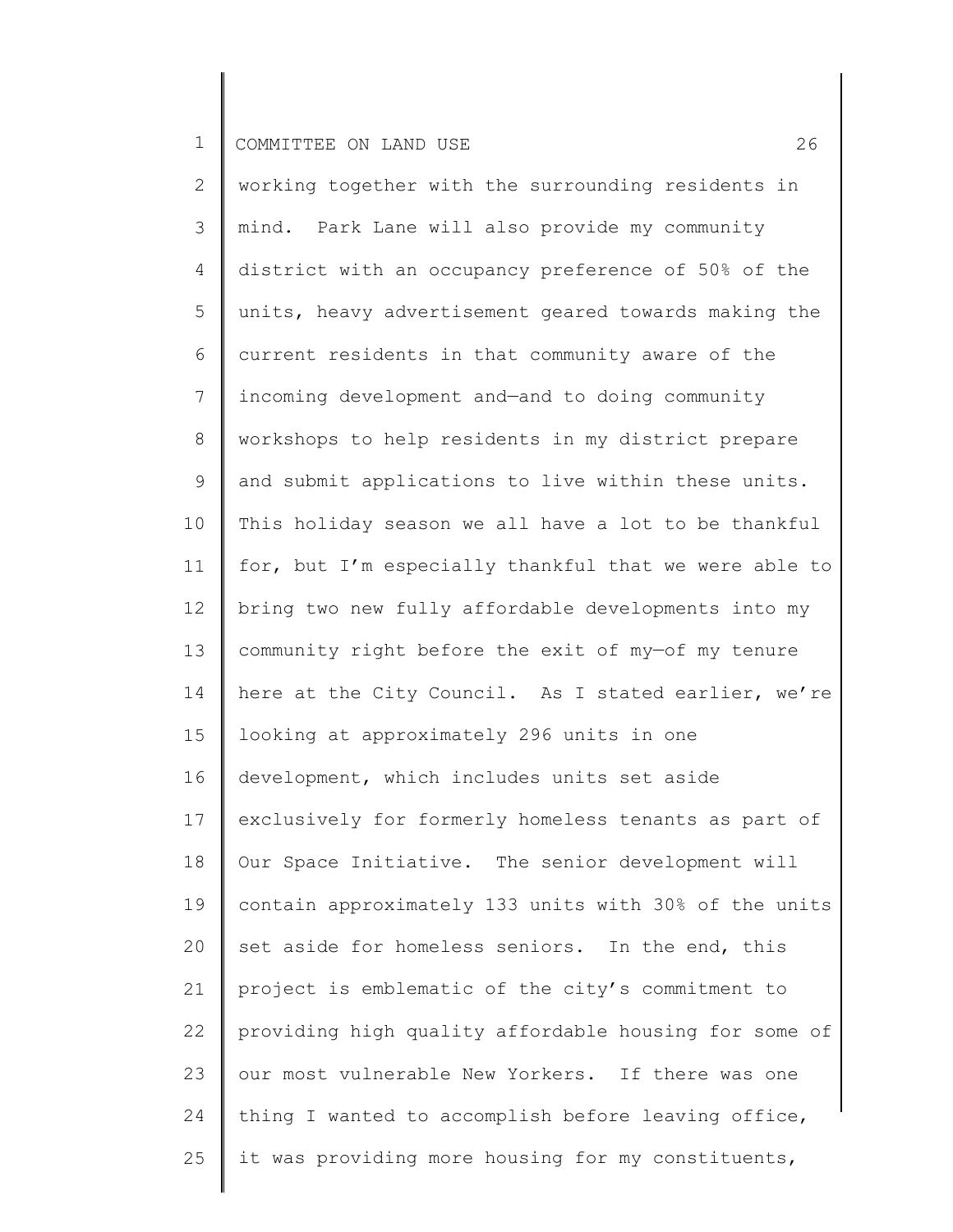working together with the surrounding residents in mind. Park Lane will also provide my community district with an occupancy preference of 50% of the units, heavy advertisement geared towards making the current residents in that community aware of the incoming development and—and to doing community workshops to help residents in my district prepare and submit applications to live within these units. This holiday season we all have a lot to be thankful for, but I'm especially thankful that we were able to bring two new fully affordable developments into my community right before the exit of my—of my tenure here at the City Council. As I stated earlier, we're looking at approximately 296 units in one development, which includes units set aside exclusively for formerly homeless tenants as part of Our Space Initiative. The senior development will contain approximately 133 units with 30% of the units set aside for homeless seniors. In the end, this project is emblematic of the city's commitment to providing high quality affordable housing for some of our most vulnerable New Yorkers. If there was one thing I wanted to accomplish before leaving office, it was providing more housing for my constituents,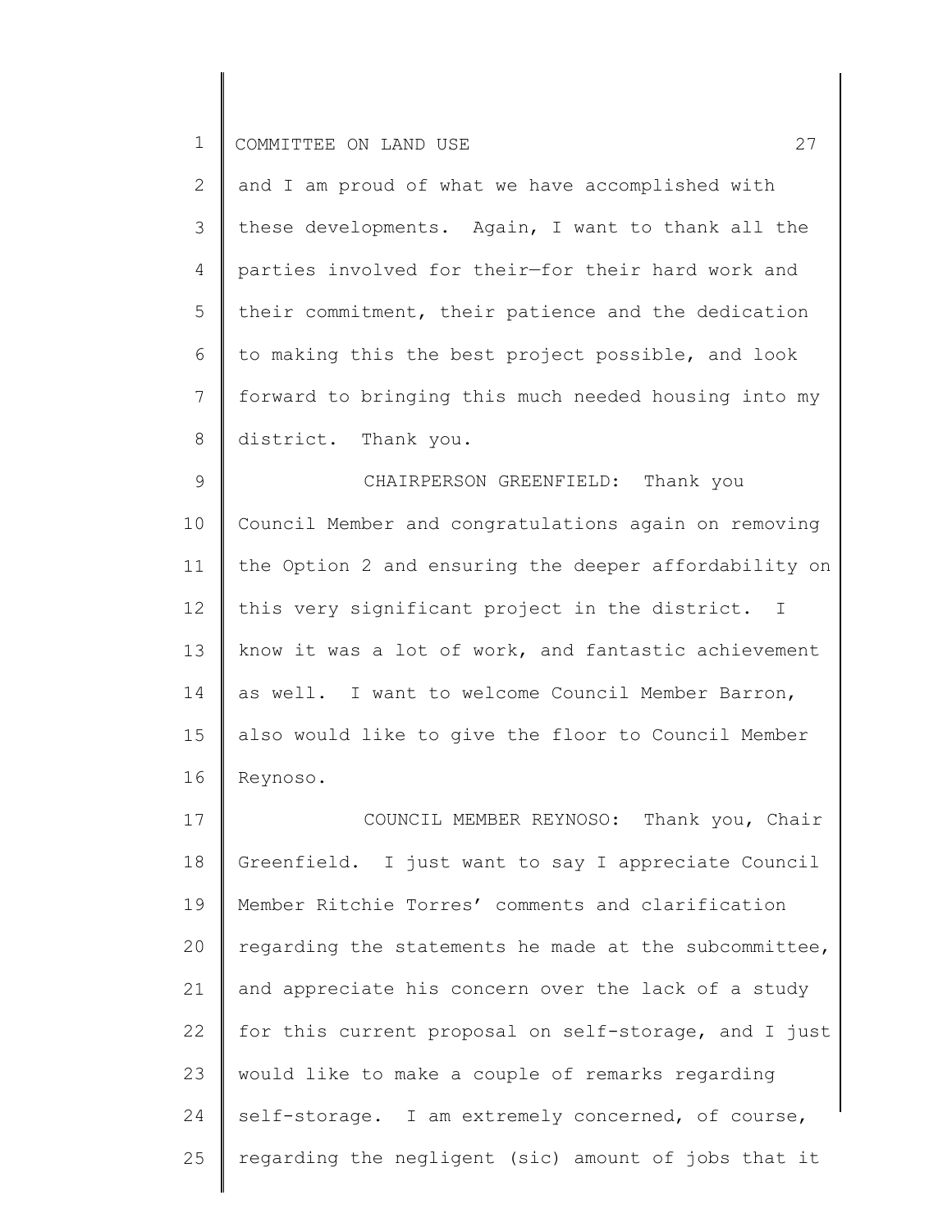and I am proud of what we have accomplished with these developments. Again, I want to thank all the parties involved for their—for their hard work and their commitment, their patience and the dedication to making this the best project possible, and look forward to bringing this much needed housing into my district. Thank you.

CHAIRPERSON GREENFIELD: Thank you Council Member and congratulations again on removing the Option 2 and ensuring the deeper affordability on this very significant project in the district. I know it was a lot of work, and fantastic achievement as well. I want to welcome Council Member Barron, also would like to give the floor to Council Member Reynoso.

COUNCIL MEMBER REYNOSO: Thank you, Chair Greenfield. I just want to say I appreciate Council Member Ritchie Torres' comments and clarification regarding the statements he made at the subcommittee, and appreciate his concern over the lack of a study for this current proposal on self-storage, and I just would like to make a couple of remarks regarding self-storage. I am extremely concerned, of course, regarding the negligent (sic) amount of jobs that it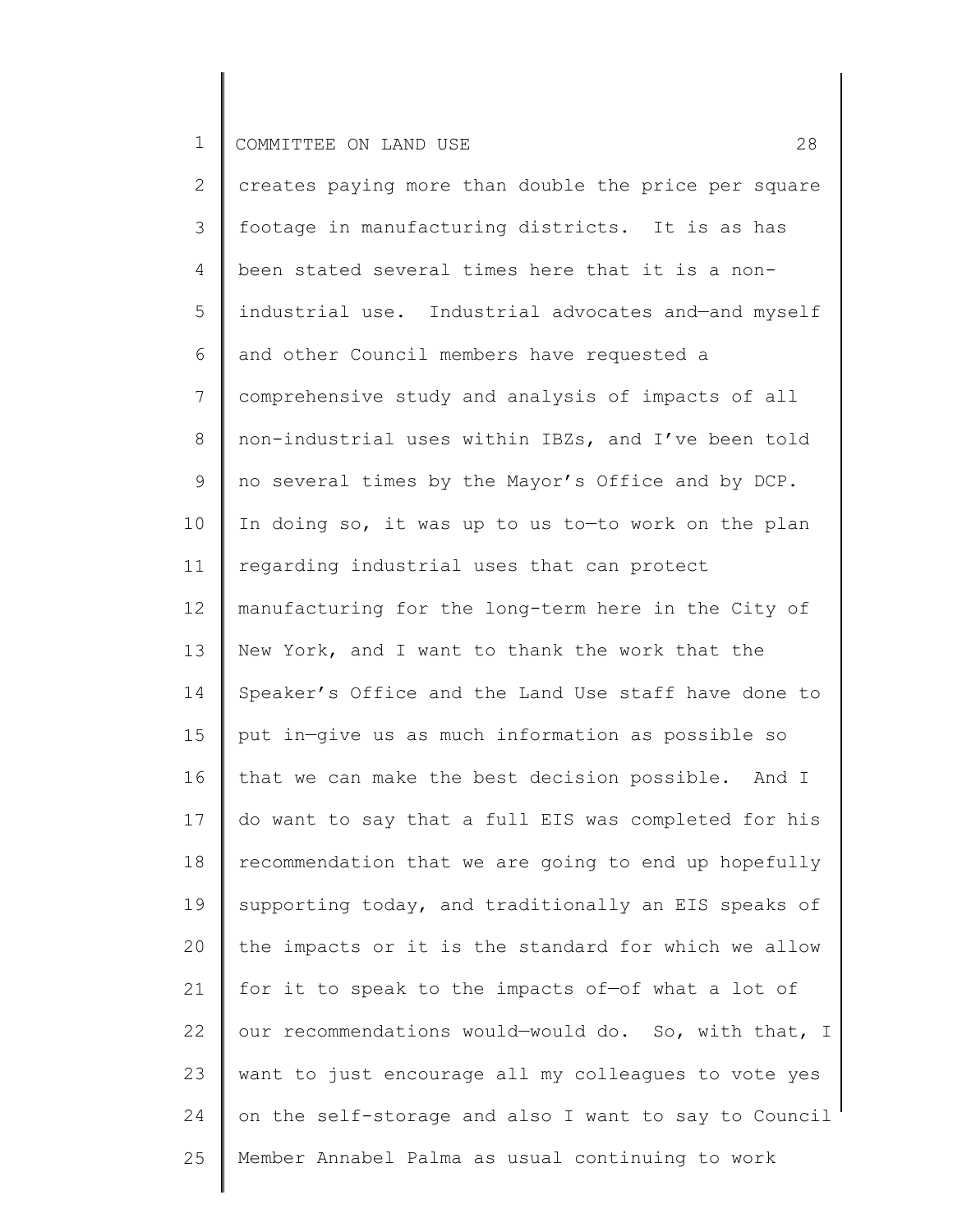creates paying more than double the price per square footage in manufacturing districts. It is as has been stated several times here that it is a non-industrial use. Industrial advocates and—and myself and other Council members have requested a comprehensive study and analysis of impacts of all non-industrial uses within IBZs, and I've been told no several times by the Mayor's Office and by DCP. In doing so, it was up to us to—to work on the plan regarding industrial uses that can protect manufacturing for the long-term here in the City of New York, and I want to thank the work that the Speaker's Office and the Land Use staff have done to put in—give us as much information as possible so that we can make the best decision possible. And I do want to say that a full EIS was completed for his recommendation that we are going to end up hopefully supporting today, and traditionally an EIS speaks of the impacts or it is the standard for which we allow for it to speak to the impacts of—of what a lot of our recommendations would—would do. So, with that, I want to just encourage all my colleagues to vote yes on the self-storage and also I want to say to Council Member Annabel Palma as usual continuing to work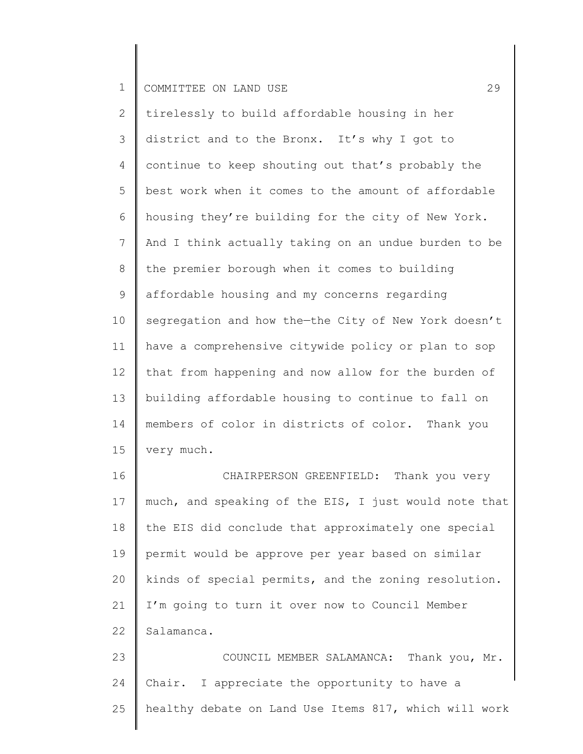tirelessly to build affordable housing in her district and to the Bronx. It's why I got to continue to keep shouting out that's probably the best work when it comes to the amount of affordable housing they're building for the city of New York. And I think actually taking on an undue burden to be the premier borough when it comes to building affordable housing and my concerns regarding segregation and how the—the City of New York doesn't have a comprehensive citywide policy or plan to sop that from happening and now allow for the burden of building affordable housing to continue to fall on members of color in districts of color. Thank you very much.

CHAIRPERSON GREENFIELD: Thank you very much, and speaking of the EIS, I just would note that the EIS did conclude that approximately one special permit would be approve per year based on similar kinds of special permits, and the zoning resolution. I'm going to turn it over now to Council Member Salamanca.

COUNCIL MEMBER SALAMANCA: Thank you, Mr. Chair. I appreciate the opportunity to have a healthy debate on Land Use Items 817, which will work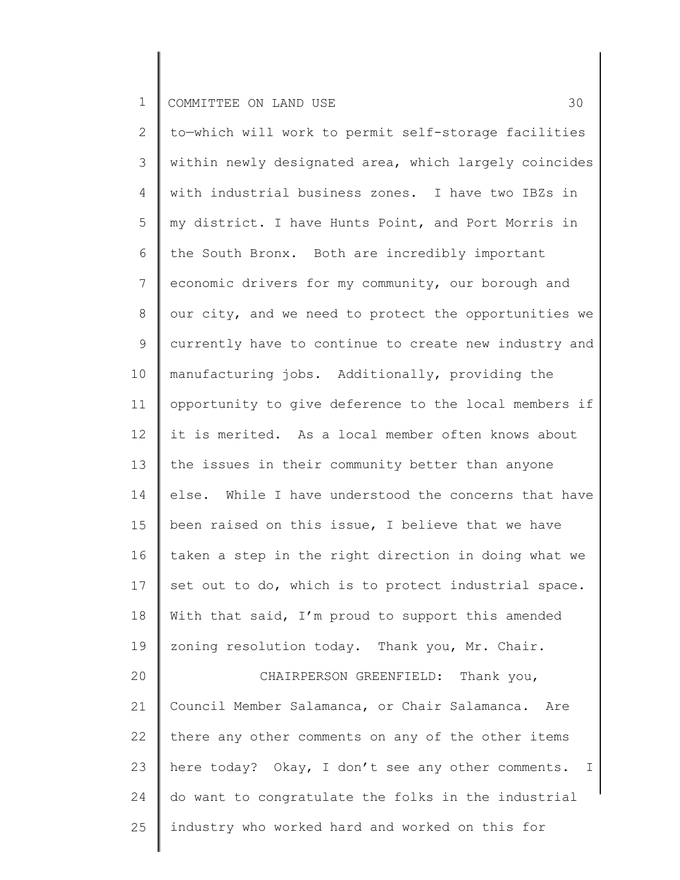to—which will work to permit self-storage facilities within newly designated area, which largely coincides with industrial business zones. I have two IBZs in my district. I have Hunts Point, and Port Morris in the South Bronx. Both are incredibly important economic drivers for my community, our borough and our city, and we need to protect the opportunities we currently have to continue to create new industry and manufacturing jobs. Additionally, providing the opportunity to give deference to the local members if it is merited. As a local member often knows about the issues in their community better than anyone else. While I have understood the concerns that have been raised on this issue, I believe that we have taken a step in the right direction in doing what we set out to do, which is to protect industrial space. With that said, I'm proud to support this amended zoning resolution today. Thank you, Mr. Chair.

CHAIRPERSON GREENFIELD: Thank you, Council Member Salamanca, or Chair Salamanca. Are there any other comments on any of the other items here today? Okay, I don't see any other comments. I do want to congratulate the folks in the industrial industry who worked hard and worked on this for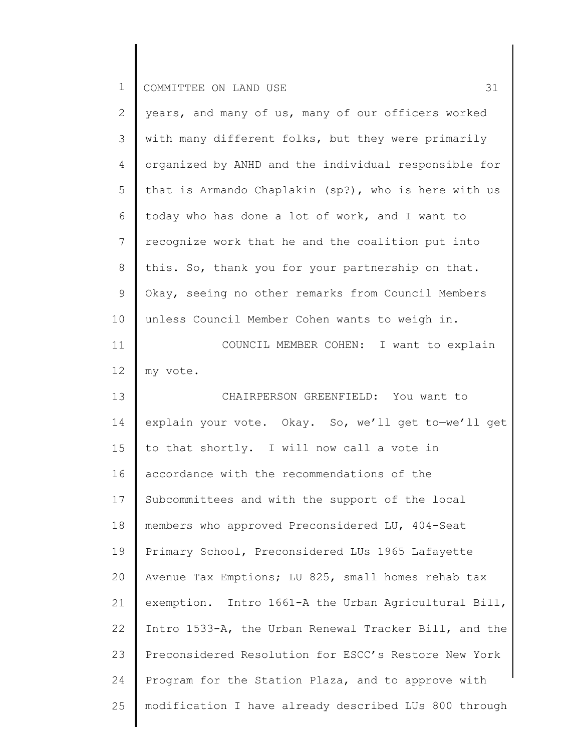years, and many of us, many of our officers worked with many different folks, but they were primarily organized by ANHD and the individual responsible for that is Armando Chaplakin (sp?), who is here with us today who has done a lot of work, and I want to recognize work that he and the coalition put into this. So, thank you for your partnership on that. Okay, seeing no other remarks from Council Members unless Council Member Cohen wants to weigh in.

COUNCIL MEMBER COHEN: I want to explain my vote.

CHAIRPERSON GREENFIELD: You want to explain your vote. Okay. So, we'll get to—we'll get to that shortly. I will now call a vote in accordance with the recommendations of the Subcommittees and with the support of the local members who approved Preconsidered LU, 404-Seat Primary School, Preconsidered LUs 1965 Lafayette Avenue Tax Emptions; LU 825, small homes rehab tax exemption. Intro 1661-A the Urban Agricultural Bill, Intro 1533-A, the Urban Renewal Tracker Bill, and the Preconsidered Resolution for ESCC's Restore New York Program for the Station Plaza, and to approve with modification I have already described LUs 800 through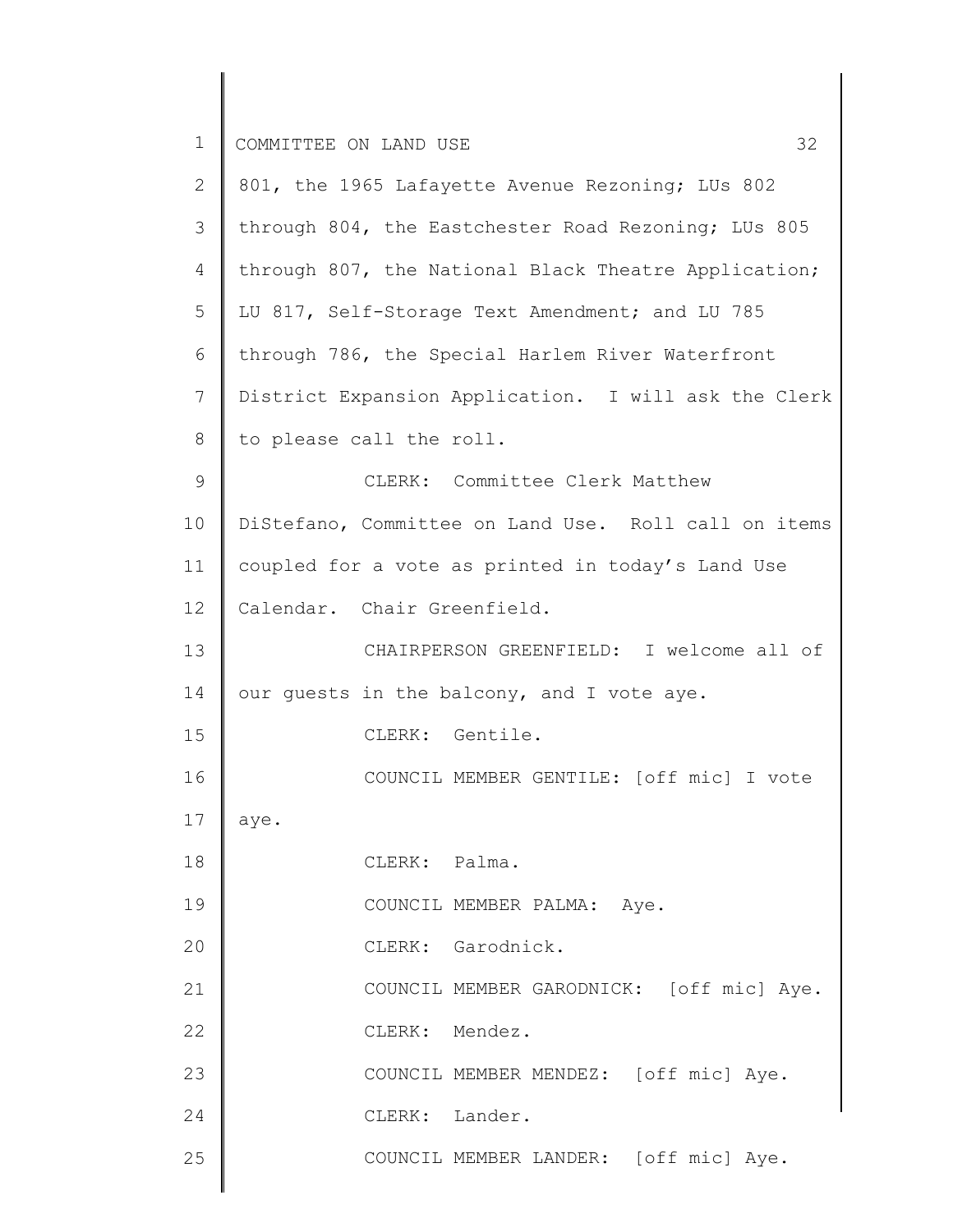801, the 1965 Lafayette Avenue Rezoning; LUs 802 through 804, the Eastchester Road Rezoning; LUs 805 through 807, the National Black Theatre Application; LU 817, Self-Storage Text Amendment; and LU 785 through 786, the Special Harlem River Waterfront District Expansion Application. I will ask the Clerk to please call the roll.

CLERK: Committee Clerk Matthew DiStefano, Committee on Land Use. Roll call on items coupled for a vote as printed in today's Land Use Calendar. Chair Greenfield.

CHAIRPERSON GREENFIELD: I welcome all of our guests in the balcony, and I vote aye.

CLERK: Gentile.

COUNCIL MEMBER GENTILE: [off mic] I vote aye.

CLERK: Palma.

COUNCIL MEMBER PALMA: Aye.

CLERK: Garodnick.

COUNCIL MEMBER GARODNICK: [off mic] Aye.

CLERK: Mendez.

COUNCIL MEMBER MENDEZ: [off mic] Aye.

CLERK: Lander.

COUNCIL MEMBER LANDER: [off mic] Aye.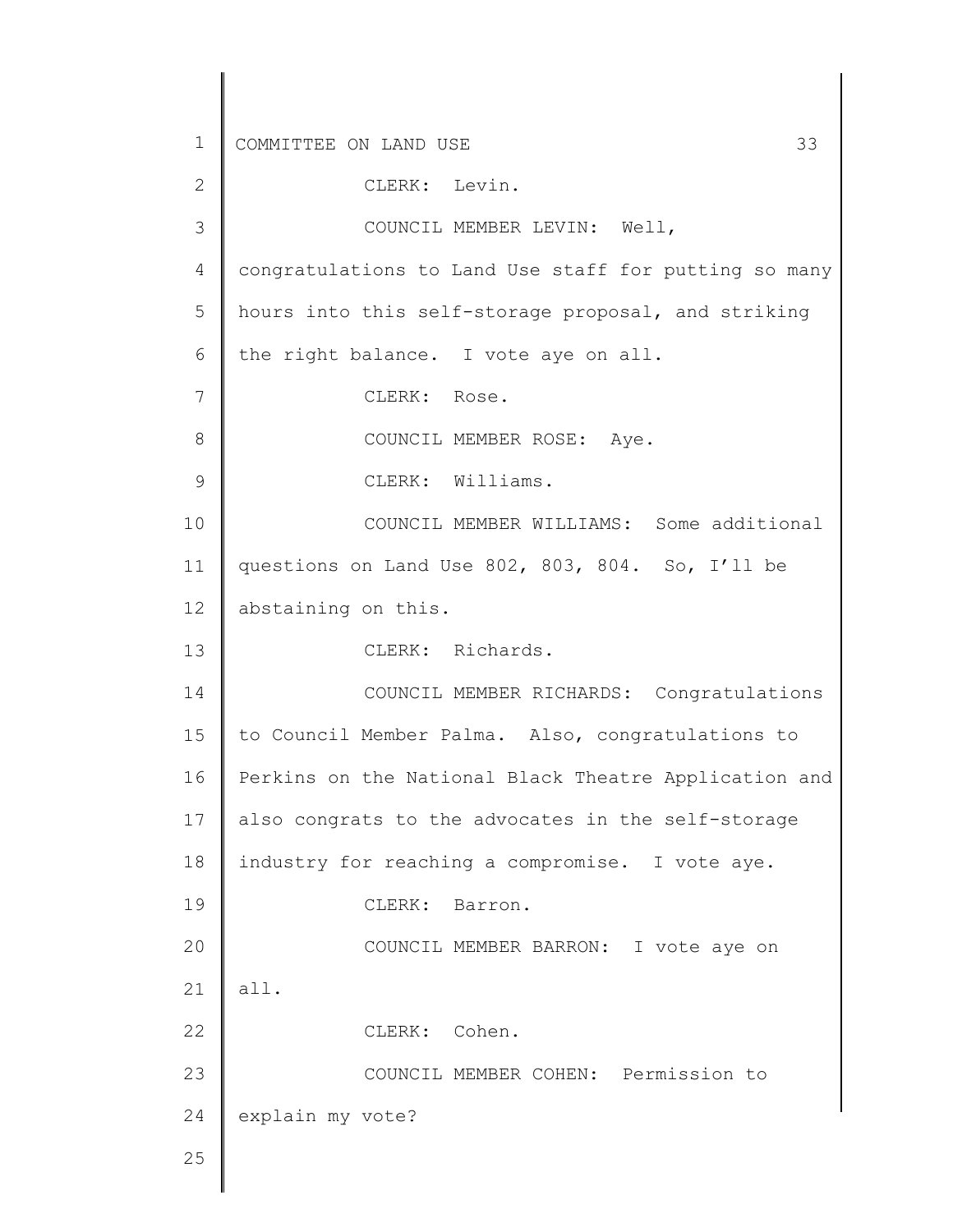CLERK: Levin.

COUNCIL MEMBER LEVIN: Well, congratulations to Land Use staff for putting so many hours into this self-storage proposal, and striking the right balance. I vote aye on all.

CLERK: Rose.

COUNCIL MEMBER ROSE: Aye.

CLERK: Williams.

COUNCIL MEMBER WILLIAMS: Some additional questions on Land Use 802, 803, 804. So, I'll be abstaining on this.

CLERK: Richards.

COUNCIL MEMBER RICHARDS: Congratulations to Council Member Palma. Also, congratulations to Perkins on the National Black Theatre Application and also congrats to the advocates in the self-storage industry for reaching a compromise. I vote aye.

CLERK: Barron.

COUNCIL MEMBER BARRON: I vote aye on all.

CLERK: Cohen.

COUNCIL MEMBER COHEN: Permission to explain my vote?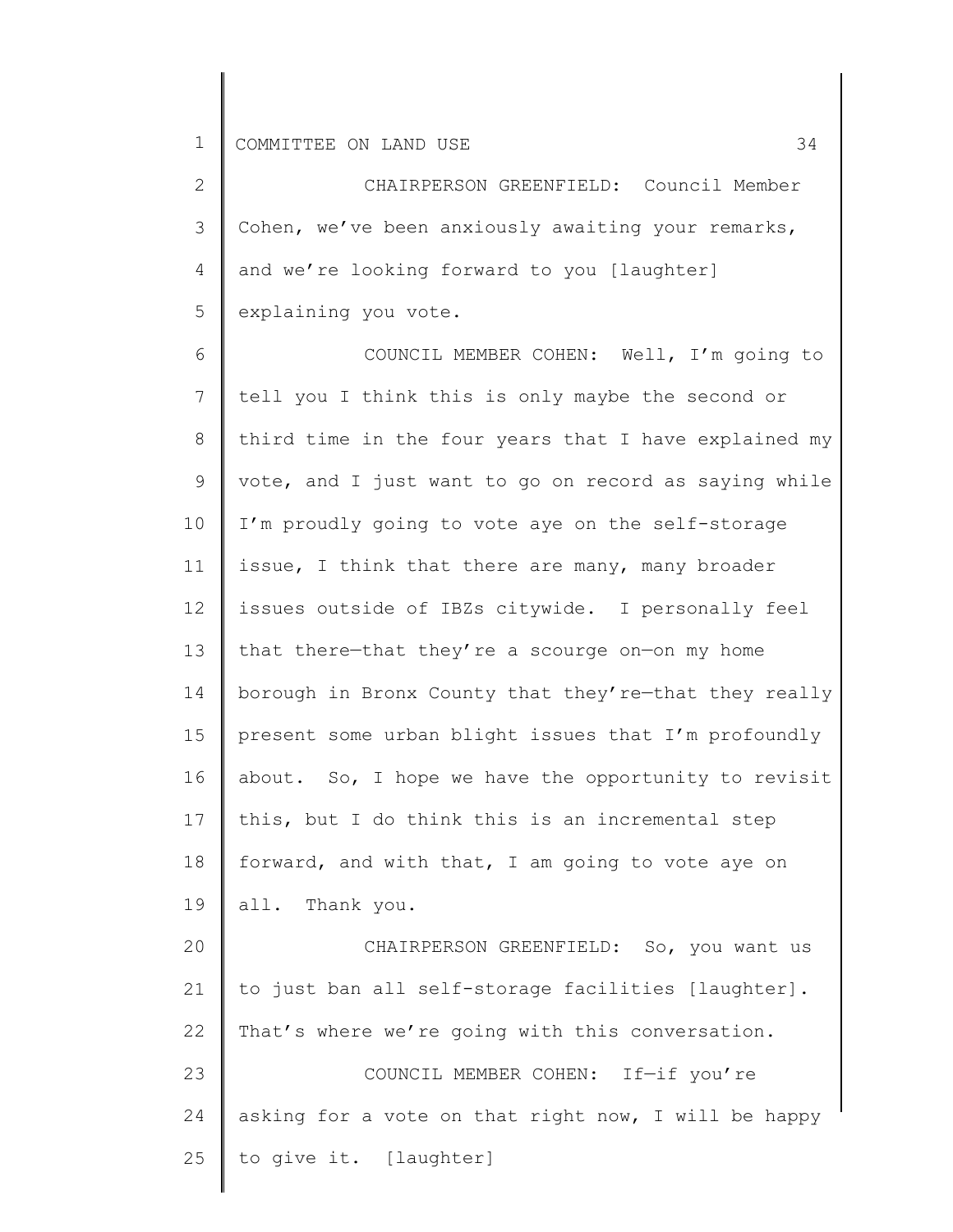CHAIRPERSON GREENFIELD: Council Member Cohen, we've been anxiously awaiting your remarks, and we're looking forward to you [laughter] explaining you vote.

COUNCIL MEMBER COHEN: Well, I'm going to tell you I think this is only maybe the second or third time in the four years that I have explained my vote, and I just want to go on record as saying while I'm proudly going to vote aye on the self-storage issue, I think that there are many, many broader issues outside of IBZs citywide. I personally feel that there—that they're a scourge on—on my home borough in Bronx County that they're—that they really present some urban blight issues that I'm profoundly about. So, I hope we have the opportunity to revisit this, but I do think this is an incremental step forward, and with that, I am going to vote aye on all. Thank you.

CHAIRPERSON GREENFIELD: So, you want us to just ban all self-storage facilities [laughter]. That's where we're going with this conversation.

COUNCIL MEMBER COHEN: If—if you're asking for a vote on that right now, I will be happy to give it. [laughter]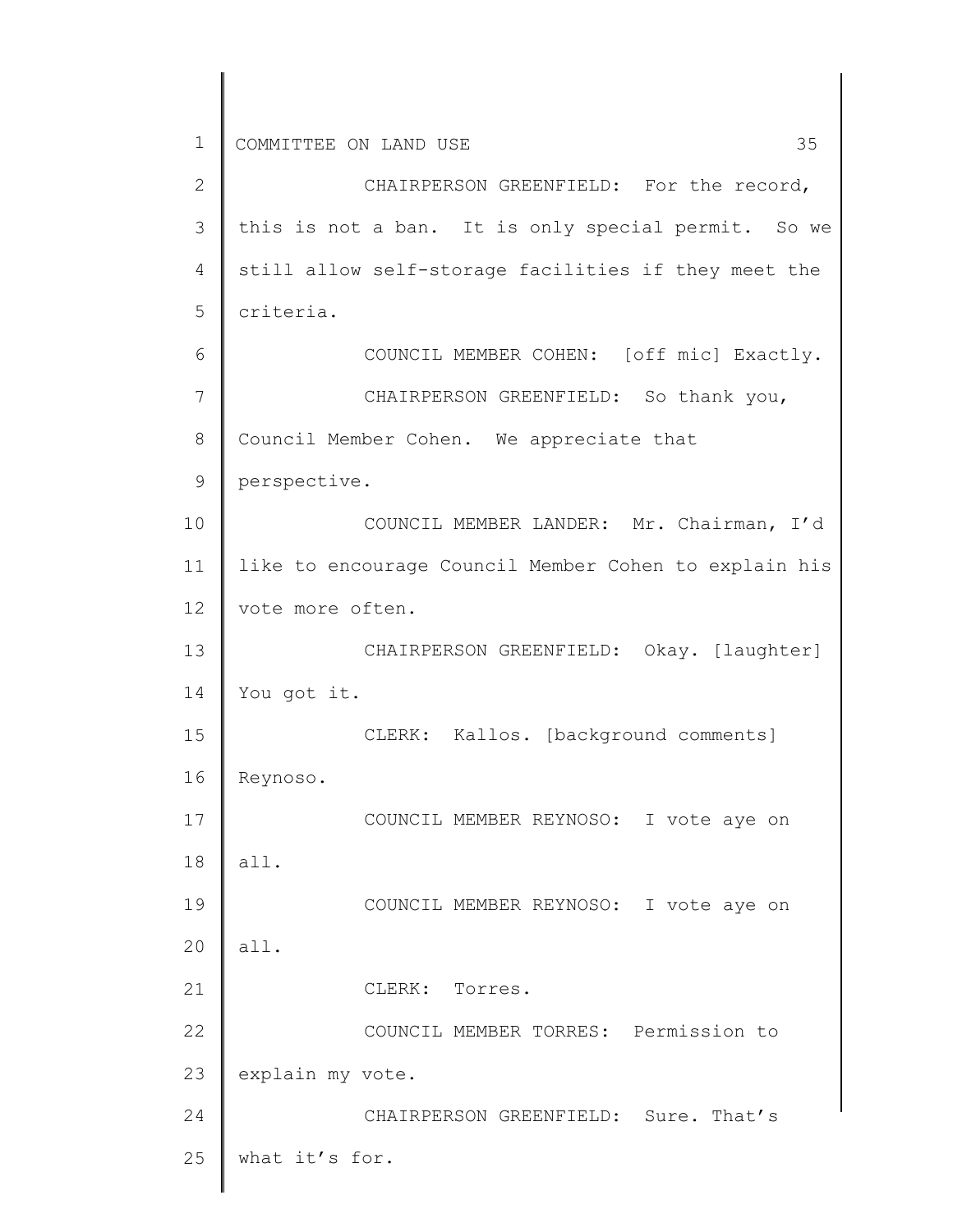CHAIRPERSON GREENFIELD: For the record, this is not a ban. It is only special permit. So we still allow self-storage facilities if they meet the criteria.

COUNCIL MEMBER COHEN: [off mic] Exactly.

CHAIRPERSON GREENFIELD: So thank you, Council Member Cohen. We appreciate that perspective.

COUNCIL MEMBER LANDER: Mr. Chairman, I'd like to encourage Council Member Cohen to explain his vote more often.

CHAIRPERSON GREENFIELD: Okay. [laughter] You got it.

CLERK: Kallos. [background comments] Reynoso.

COUNCIL MEMBER REYNOSO: I vote aye on all.

COUNCIL MEMBER REYNOSO: I vote aye on all.

CLERK: Torres.

COUNCIL MEMBER TORRES: Permission to explain my vote.

CHAIRPERSON GREENFIELD: Sure. That's what it's for.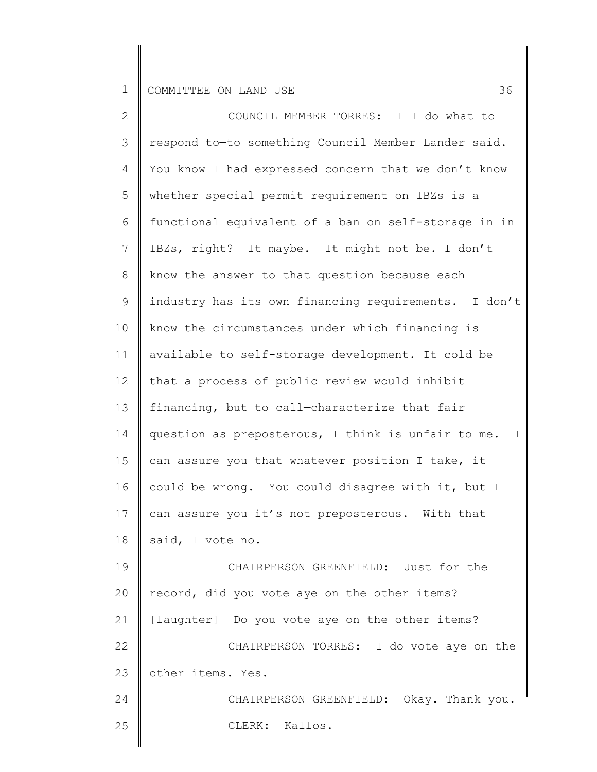COUNCIL MEMBER TORRES: I—I do what to respond to—to something Council Member Lander said. You know I had expressed concern that we don't know whether special permit requirement on IBZs is a functional equivalent of a ban on self-storage in—in IBZs, right? It maybe. It might not be. I don't know the answer to that question because each industry has its own financing requirements. I don't know the circumstances under which financing is available to self-storage development. It cold be that a process of public review would inhibit financing, but to call—characterize that fair question as preposterous, I think is unfair to me. I can assure you that whatever position I take, it could be wrong. You could disagree with it, but I can assure you it's not preposterous. With that said, I vote no.

CHAIRPERSON GREENFIELD: Just for the record, did you vote aye on the other items? [laughter] Do you vote aye on the other items?

CHAIRPERSON TORRES: I do vote aye on the other items. Yes.

CHAIRPERSON GREENFIELD: Okay. Thank you.

CLERK: Kallos.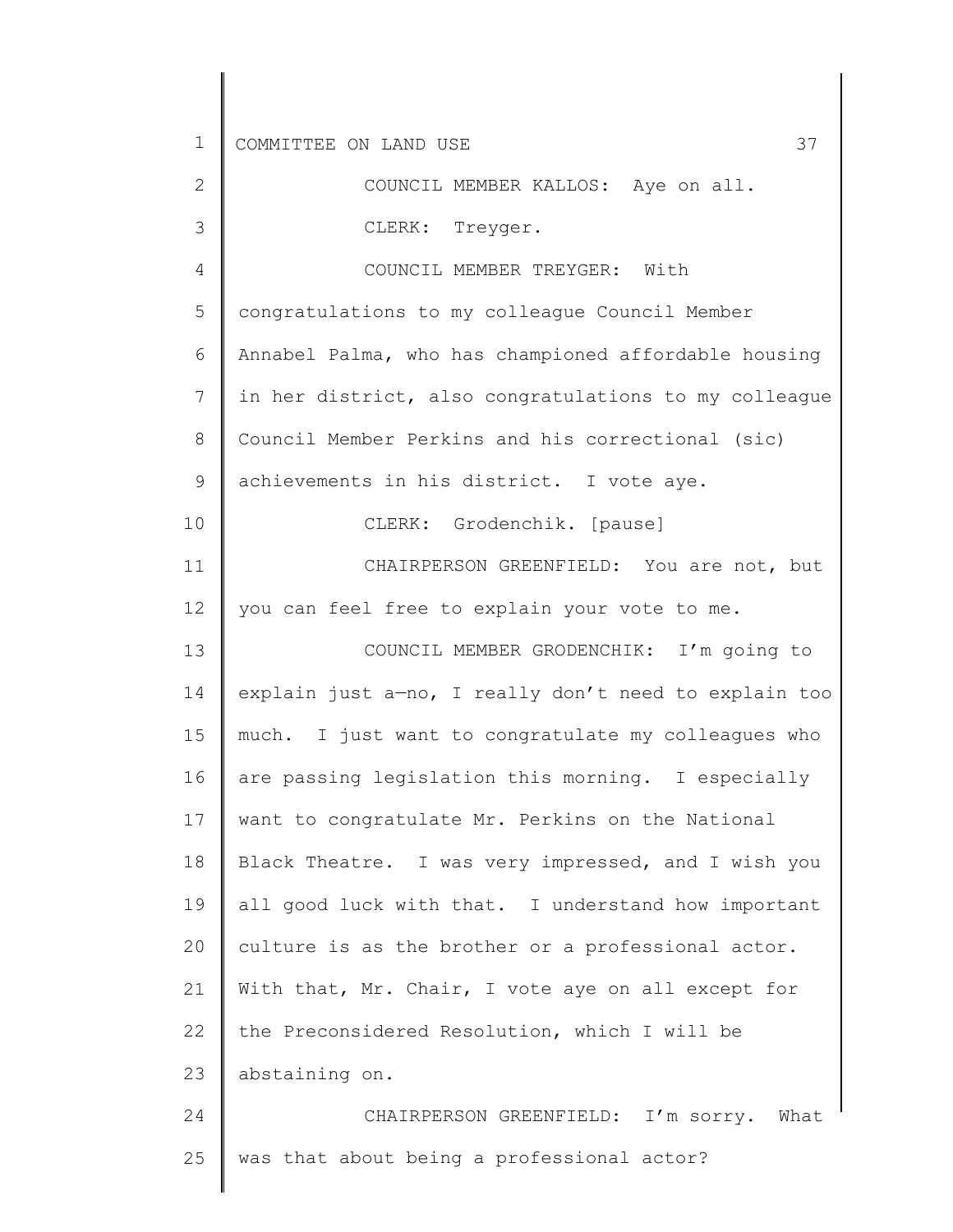COUNCIL MEMBER KALLOS: Aye on all.

CLERK: Treyger.

COUNCIL MEMBER TREYGER: With congratulations to my colleague Council Member Annabel Palma, who has championed affordable housing in her district, also congratulations to my colleague Council Member Perkins and his correctional (sic) achievements in his district. I vote aye.

CLERK: Grodenchik. [pause]

CHAIRPERSON GREENFIELD: You are not, but you can feel free to explain your vote to me.

COUNCIL MEMBER GRODENCHIK: I'm going to explain just a—no, I really don't need to explain too much. I just want to congratulate my colleagues who are passing legislation this morning. I especially want to congratulate Mr. Perkins on the National Black Theatre. I was very impressed, and I wish you all good luck with that. I understand how important culture is as the brother or a professional actor. With that, Mr. Chair, I vote aye on all except for the Preconsidered Resolution, which I will be abstaining on.

CHAIRPERSON GREENFIELD: I'm sorry. What was that about being a professional actor?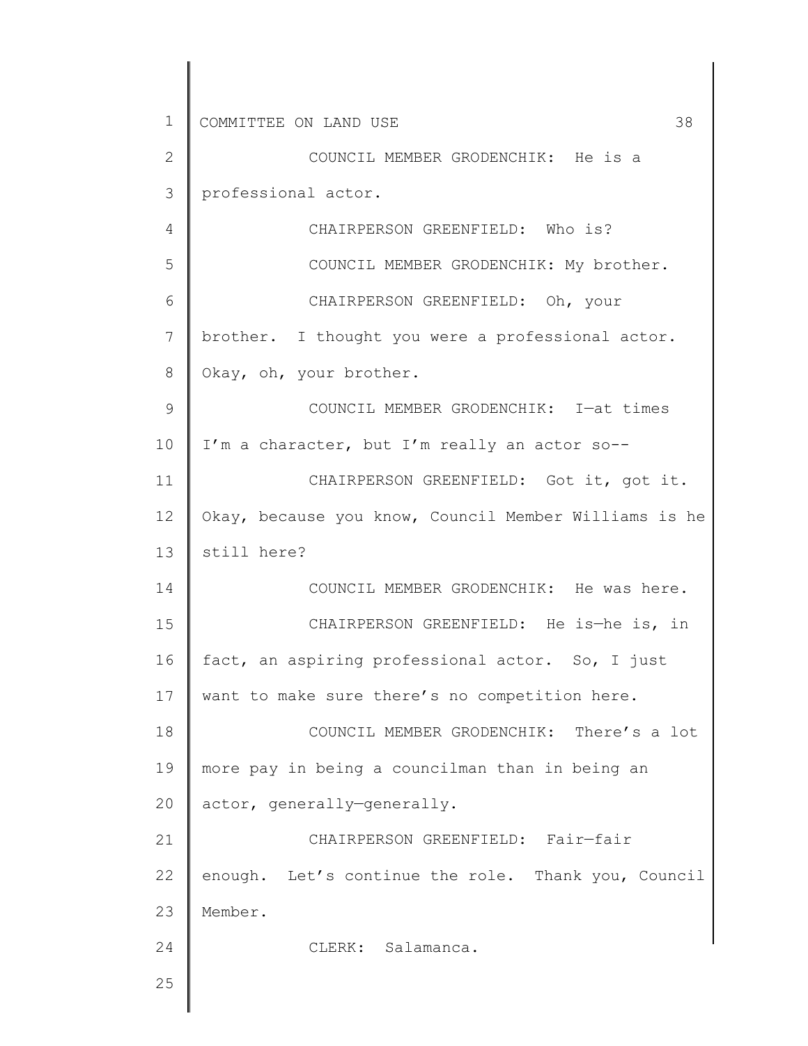COUNCIL MEMBER GRODENCHIK: He is a professional actor.

CHAIRPERSON GREENFIELD: Who is?

COUNCIL MEMBER GRODENCHIK: My brother.

CHAIRPERSON GREENFIELD: Oh, your brother. I thought you were a professional actor. Okay, oh, your brother.

COUNCIL MEMBER GRODENCHIK: I—at times I'm a character, but I'm really an actor so--

CHAIRPERSON GREENFIELD: Got it, got it. Okay, because you know, Council Member Williams is he still here?

COUNCIL MEMBER GRODENCHIK: He was here.

CHAIRPERSON GREENFIELD: He is—he is, in fact, an aspiring professional actor. So, I just want to make sure there's no competition here.

COUNCIL MEMBER GRODENCHIK: There's a lot more pay in being a councilman than in being an actor, generally—generally.

CHAIRPERSON GREENFIELD: Fair—fair enough. Let's continue the role. Thank you, Council Member.

CLERK: Salamanca.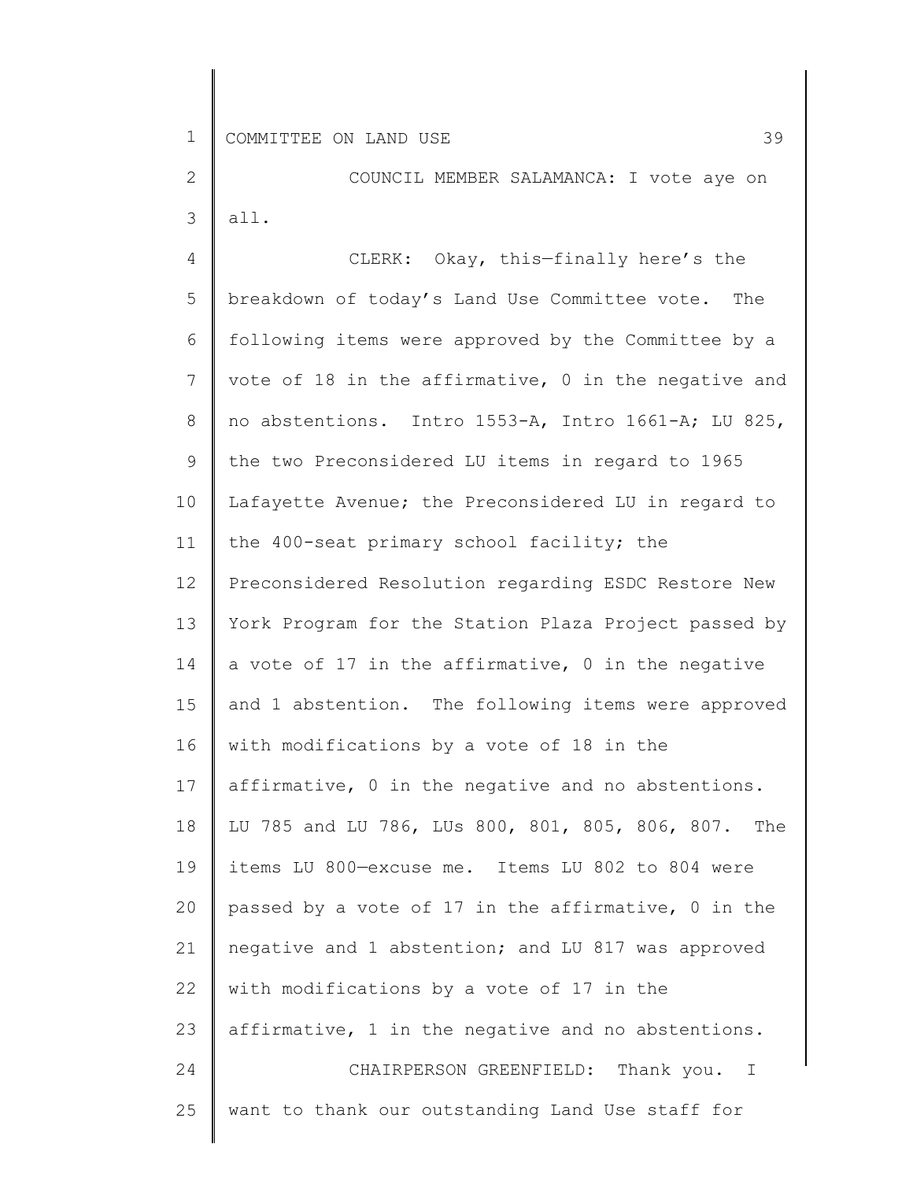COUNCIL MEMBER SALAMANCA: I vote aye on all.

CLERK: Okay, this—finally here's the breakdown of today's Land Use Committee vote. The following items were approved by the Committee by a vote of 18 in the affirmative, 0 in the negative and no abstentions. Intro 1553-A, Intro 1661-A; LU 825, the two Preconsidered LU items in regard to 1965 Lafayette Avenue; the Preconsidered LU in regard to the 400-seat primary school facility; the Preconsidered Resolution regarding ESDC Restore New York Program for the Station Plaza Project passed by a vote of 17 in the affirmative, 0 in the negative and 1 abstention. The following items were approved with modifications by a vote of 18 in the affirmative, 0 in the negative and no abstentions. LU 785 and LU 786, LUs 800, 801, 805, 806, 807. The items LU 800—excuse me. Items LU 802 to 804 were passed by a vote of 17 in the affirmative, 0 in the negative and 1 abstention; and LU 817 was approved with modifications by a vote of 17 in the affirmative, 1 in the negative and no abstentions.

CHAIRPERSON GREENFIELD: Thank you. I want to thank our outstanding Land Use staff for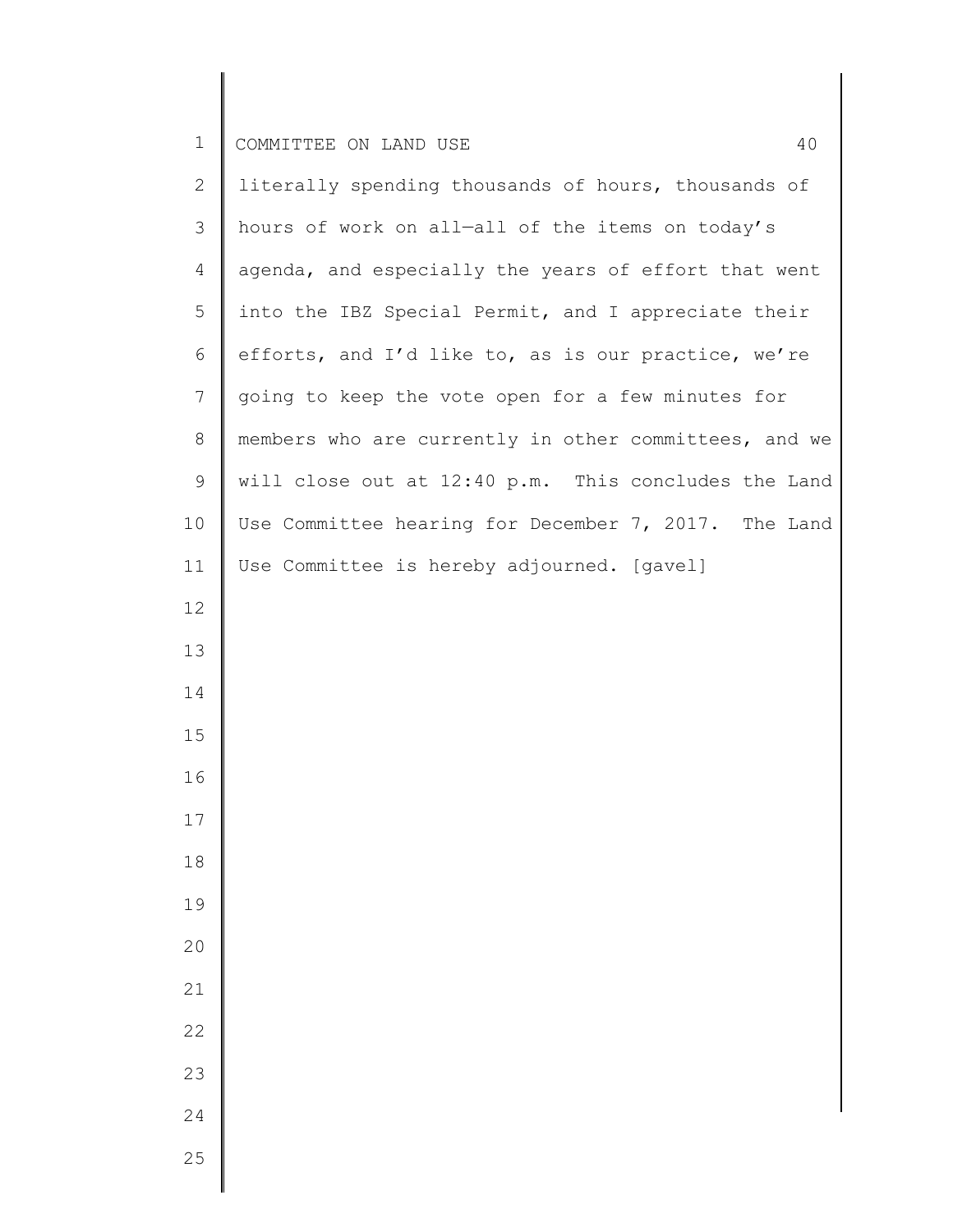literally spending thousands of hours, thousands of hours of work on all—all of the items on today's agenda, and especially the years of effort that went into the IBZ Special Permit, and I appreciate their efforts, and I'd like to, as is our practice, we're going to keep the vote open for a few minutes for members who are currently in other committees, and we will close out at 12:40 p.m. This concludes the Land Use Committee hearing for December 7, 2017. The Land Use Committee is hereby adjourned. [gavel]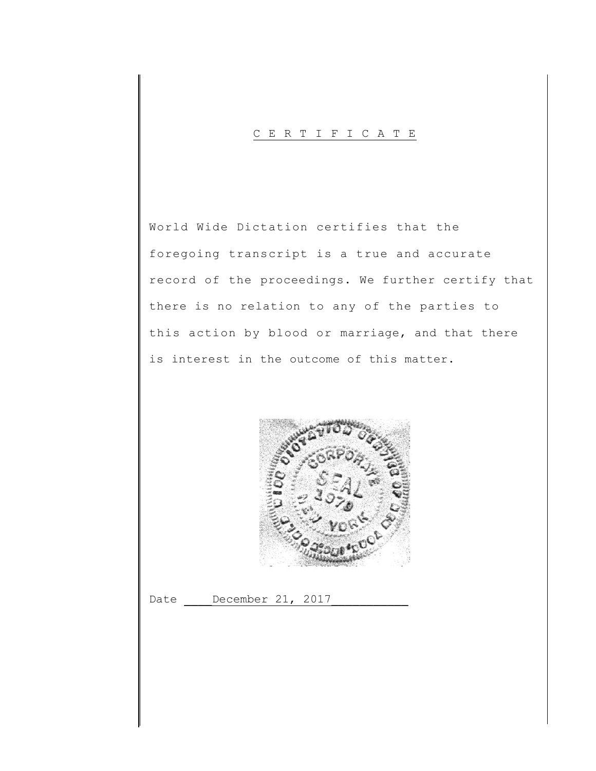C E R T I F I C A T E

World Wide Dictation certifies that the foregoing transcript is a true and accurate record of the proceedings. We further certify that there is no relation to any of the parties to this action by blood or marriage, and that there is interest in the outcome of this matter.

Date ____December 21, 2017___________